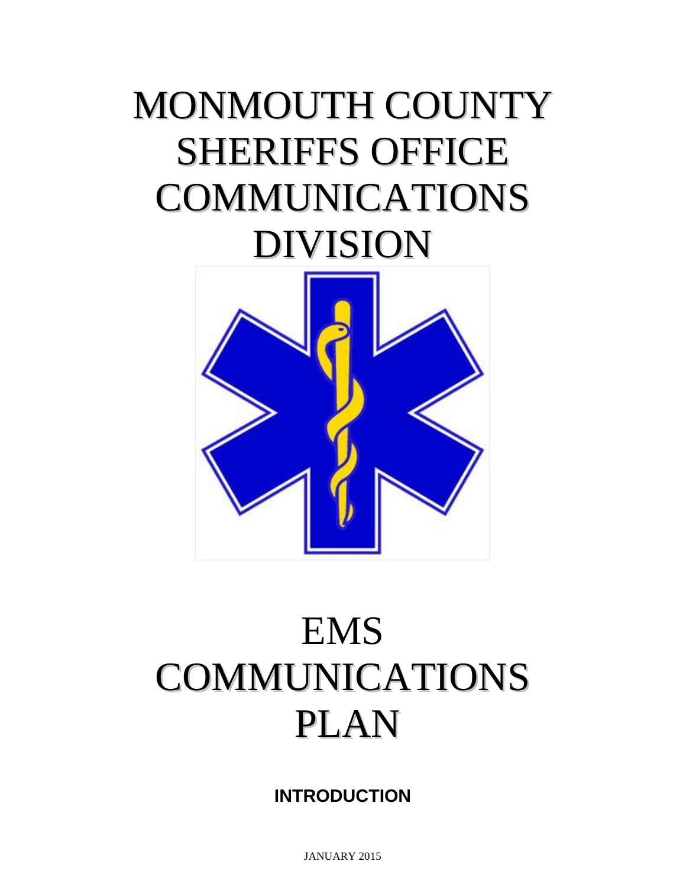# MONMOUTH COUNTY SHERIFFS OFFICE COMMUNICATIONS DIVISION

# EMS COMMUNICATIONS PLAN

**INTRODUCTION**

JANUARY 2015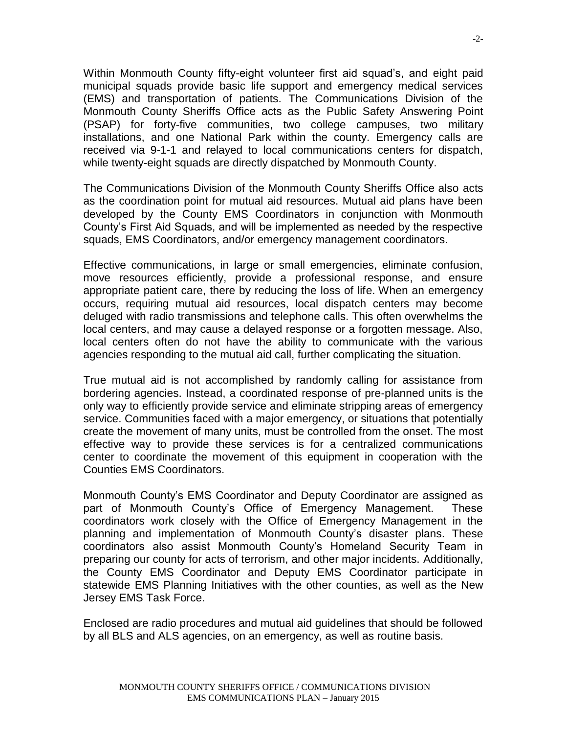Within Monmouth County fifty-eight volunteer first aid squad's, and eight paid municipal squads provide basic life support and emergency medical services (EMS) and transportation of patients. The Communications Division of the Monmouth County Sheriffs Office acts as the Public Safety Answering Point (PSAP) for forty-five communities, two college campuses, two military installations, and one National Park within the county. Emergency calls are received via 9-1-1 and relayed to local communications centers for dispatch, while twenty-eight squads are directly dispatched by Monmouth County.

The Communications Division of the Monmouth County Sheriffs Office also acts as the coordination point for mutual aid resources. Mutual aid plans have been developed by the County EMS Coordinators in conjunction with Monmouth County's First Aid Squads, and will be implemented as needed by the respective squads, EMS Coordinators, and/or emergency management coordinators.

Effective communications, in large or small emergencies, eliminate confusion, move resources efficiently, provide a professional response, and ensure appropriate patient care, there by reducing the loss of life. When an emergency occurs, requiring mutual aid resources, local dispatch centers may become deluged with radio transmissions and telephone calls. This often overwhelms the local centers, and may cause a delayed response or a forgotten message. Also, local centers often do not have the ability to communicate with the various agencies responding to the mutual aid call, further complicating the situation.

True mutual aid is not accomplished by randomly calling for assistance from bordering agencies. Instead, a coordinated response of pre-planned units is the only way to efficiently provide service and eliminate stripping areas of emergency service. Communities faced with a major emergency, or situations that potentially create the movement of many units, must be controlled from the onset. The most effective way to provide these services is for a centralized communications center to coordinate the movement of this equipment in cooperation with the Counties EMS Coordinators.

Monmouth County's EMS Coordinator and Deputy Coordinator are assigned as part of Monmouth County's Office of Emergency Management. These coordinators work closely with the Office of Emergency Management in the planning and implementation of Monmouth County's disaster plans. These coordinators also assist Monmouth County's Homeland Security Team in preparing our county for acts of terrorism, and other major incidents. Additionally, the County EMS Coordinator and Deputy EMS Coordinator participate in statewide EMS Planning Initiatives with the other counties, as well as the New Jersey EMS Task Force.

Enclosed are radio procedures and mutual aid guidelines that should be followed by all BLS and ALS agencies, on an emergency, as well as routine basis.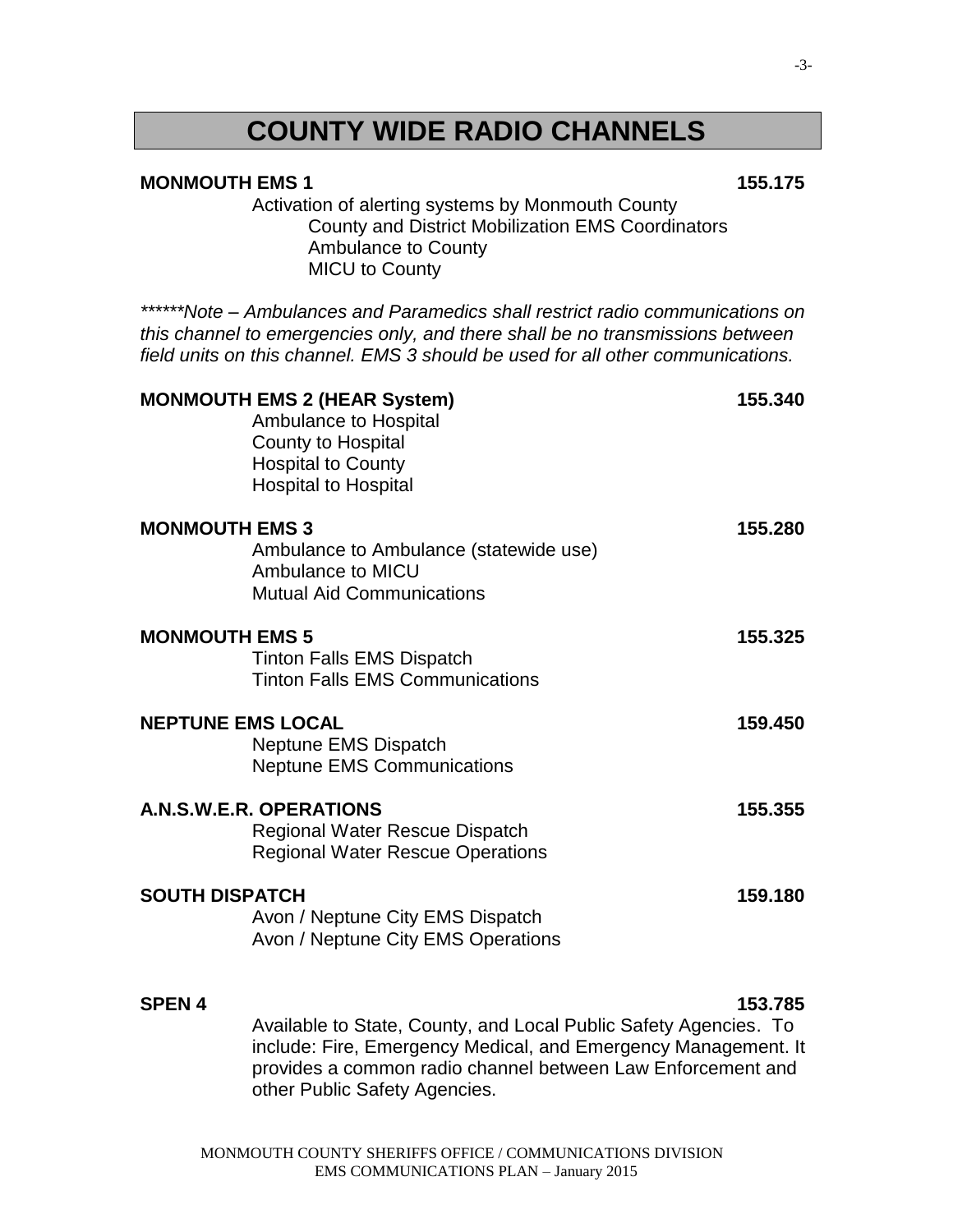# COUNTY WIDE RADIO CHANNELS

**MONMOUTH EMS 1** **155.175**

Activation of alerting systems by Monmouth County
- County and District Mobilization EMS Coordinators
- Ambulance to County
- MICU to County

*\*\*\*\*\*\*Note – Ambulances and Paramedics shall restrict radio communications on this channel to emergencies only, and there shall be no transmissions between field units on this channel. EMS 3 should be used for all other communications.*

**MONMOUTH EMS 2 (HEAR System)** **155.340**

Ambulance to Hospital
County to Hospital
Hospital to County
Hospital to Hospital

**MONMOUTH EMS 3** **155.280**

Ambulance to Ambulance (statewide use)
Ambulance to MICU
Mutual Aid Communications

**MONMOUTH EMS 5** **155.325**

Tinton Falls EMS Dispatch
Tinton Falls EMS Communications

**NEPTUNE EMS LOCAL** **159.450**

Neptune EMS Dispatch
Neptune EMS Communications

**A.N.S.W.E.R. OPERATIONS** **155.355**

Regional Water Rescue Dispatch
Regional Water Rescue Operations

**SOUTH DISPATCH** **159.180**

Avon / Neptune City EMS Dispatch
Avon / Neptune City EMS Operations

**SPEN 4** **153.785**

Available to State, County, and Local Public Safety Agencies. To include: Fire, Emergency Medical, and Emergency Management. It provides a common radio channel between Law Enforcement and other Public Safety Agencies.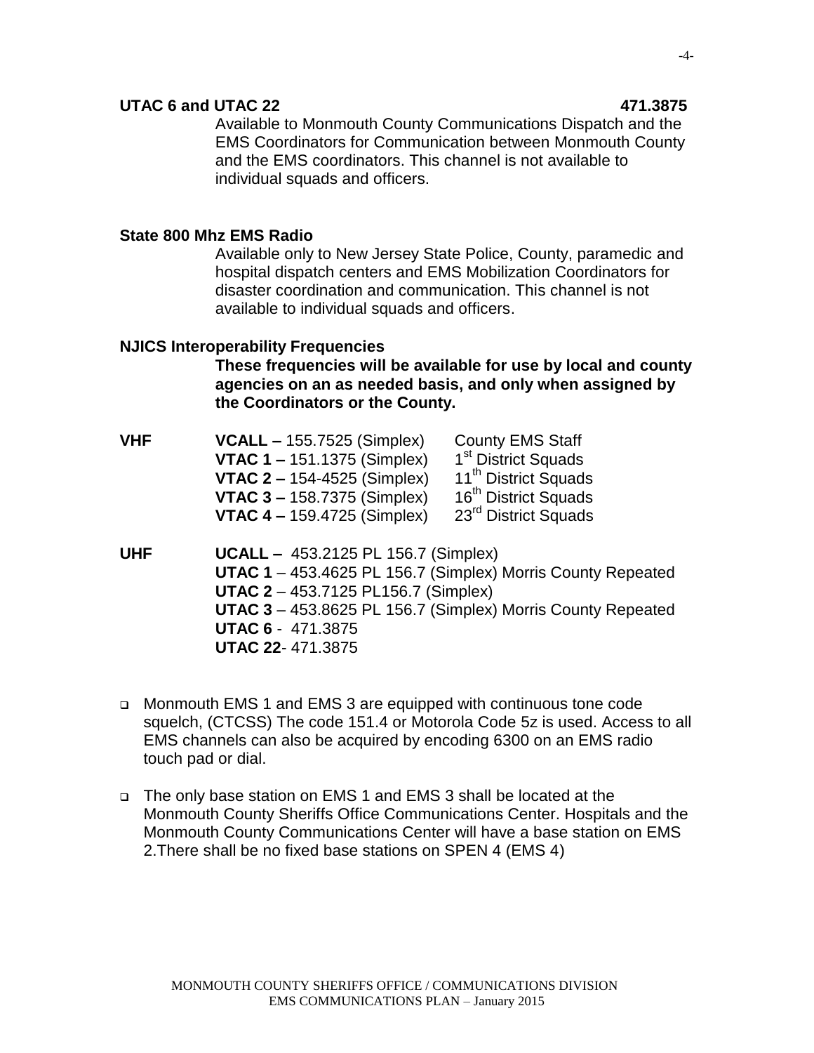**UTAC 6 and UTAC 22** **471.3875**

Available to Monmouth County Communications Dispatch and the EMS Coordinators for Communication between Monmouth County and the EMS coordinators. This channel is not available to individual squads and officers.

**State 800 Mhz EMS Radio**

Available only to New Jersey State Police, County, paramedic and hospital dispatch centers and EMS Mobilization Coordinators for disaster coordination and communication. This channel is not available to individual squads and officers.

**NJICS Interoperability Frequencies**

**These frequencies will be available for use by local and county agencies on an as needed basis, and only when assigned by the Coordinators or the County.**

| | | |
|---|---|---|
| **VHF** | **VCALL –** 155.7525 (Simplex) | County EMS Staff |
| | **VTAC 1 –** 151.1375 (Simplex) | 1st District Squads |
| | **VTAC 2 –** 154-4525 (Simplex) | 11th District Squads |
| | **VTAC 3 –** 158.7375 (Simplex) | 16th District Squads |
| | **VTAC 4 –** 159.4725 (Simplex) | 23rd District Squads |

**UHF**
- **UCALL –** 453.2125 PL 156.7 (Simplex)
- **UTAC 1** – 453.4625 PL 156.7 (Simplex) Morris County Repeated
- **UTAC 2** – 453.7125 PL156.7 (Simplex)
- **UTAC 3** – 453.8625 PL 156.7 (Simplex) Morris County Repeated
- **UTAC 6** - 471.3875
- **UTAC 22**- 471.3875

- Monmouth EMS 1 and EMS 3 are equipped with continuous tone code squelch, (CTCSS) The code 151.4 or Motorola Code 5z is used. Access to all EMS channels can also be acquired by encoding 6300 on an EMS radio touch pad or dial.
- The only base station on EMS 1 and EMS 3 shall be located at the Monmouth County Sheriffs Office Communications Center. Hospitals and the Monmouth County Communications Center will have a base station on EMS 2.There shall be no fixed base stations on SPEN 4 (EMS 4)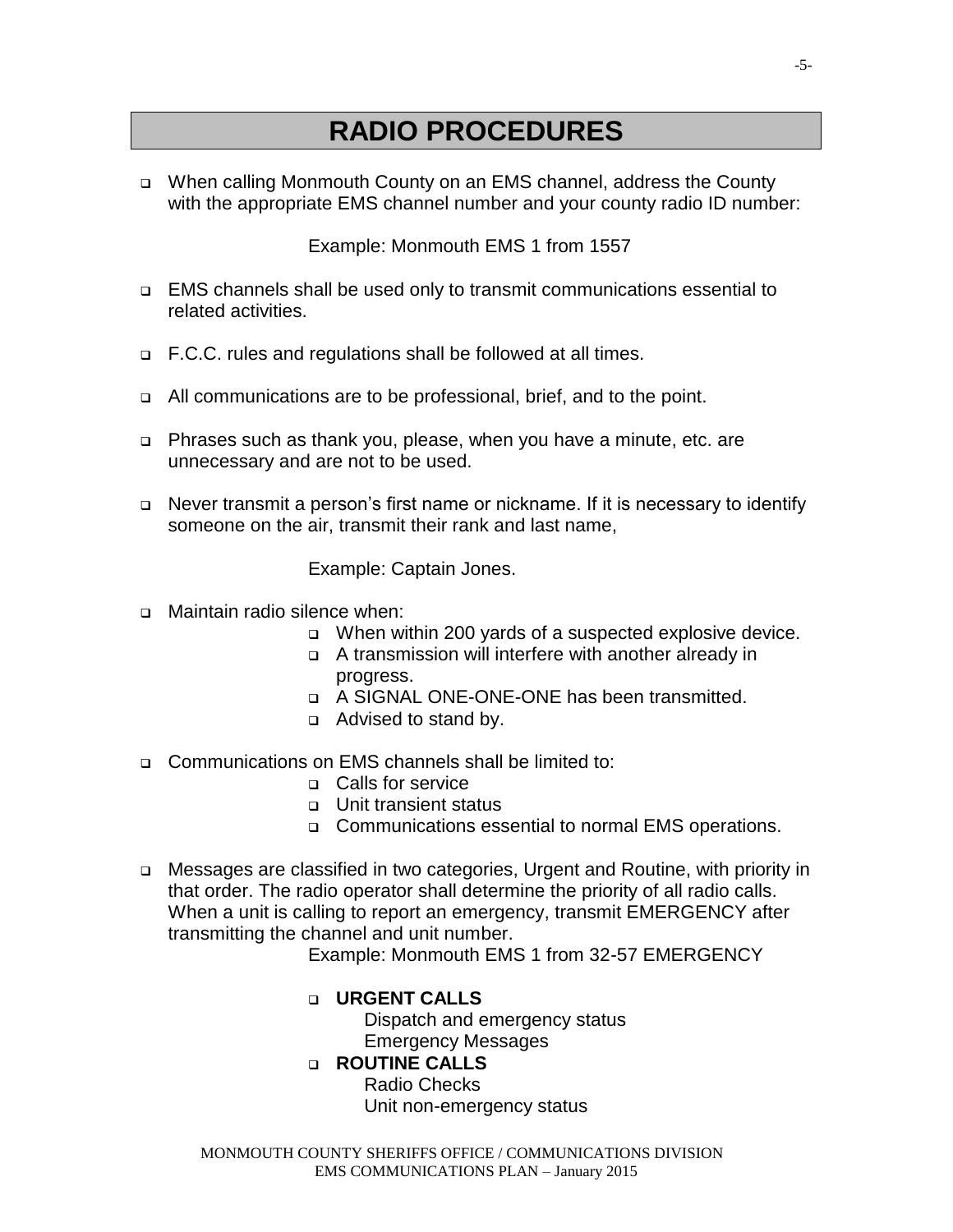# RADIO PROCEDURES

- When calling Monmouth County on an EMS channel, address the County with the appropriate EMS channel number and your county radio ID number:

  Example: Monmouth EMS 1 from 1557

- EMS channels shall be used only to transmit communications essential to related activities.

- F.C.C. rules and regulations shall be followed at all times.

- All communications are to be professional, brief, and to the point.

- Phrases such as thank you, please, when you have a minute, etc. are unnecessary and are not to be used.

- Never transmit a person's first name or nickname. If it is necessary to identify someone on the air, transmit their rank and last name,

  Example: Captain Jones.

- Maintain radio silence when:
  - When within 200 yards of a suspected explosive device.
  - A transmission will interfere with another already in progress.
  - A SIGNAL ONE-ONE-ONE has been transmitted.
  - Advised to stand by.

- Communications on EMS channels shall be limited to:
  - Calls for service
  - Unit transient status
  - Communications essential to normal EMS operations.

- Messages are classified in two categories, Urgent and Routine, with priority in that order. The radio operator shall determine the priority of all radio calls. When a unit is calling to report an emergency, transmit EMERGENCY after transmitting the channel and unit number.

  Example: Monmouth EMS 1 from 32-57 EMERGENCY

  - **URGENT CALLS**
    
    Dispatch and emergency status
    
    Emergency Messages
  - **ROUTINE CALLS**
    
    Radio Checks
    
    Unit non-emergency status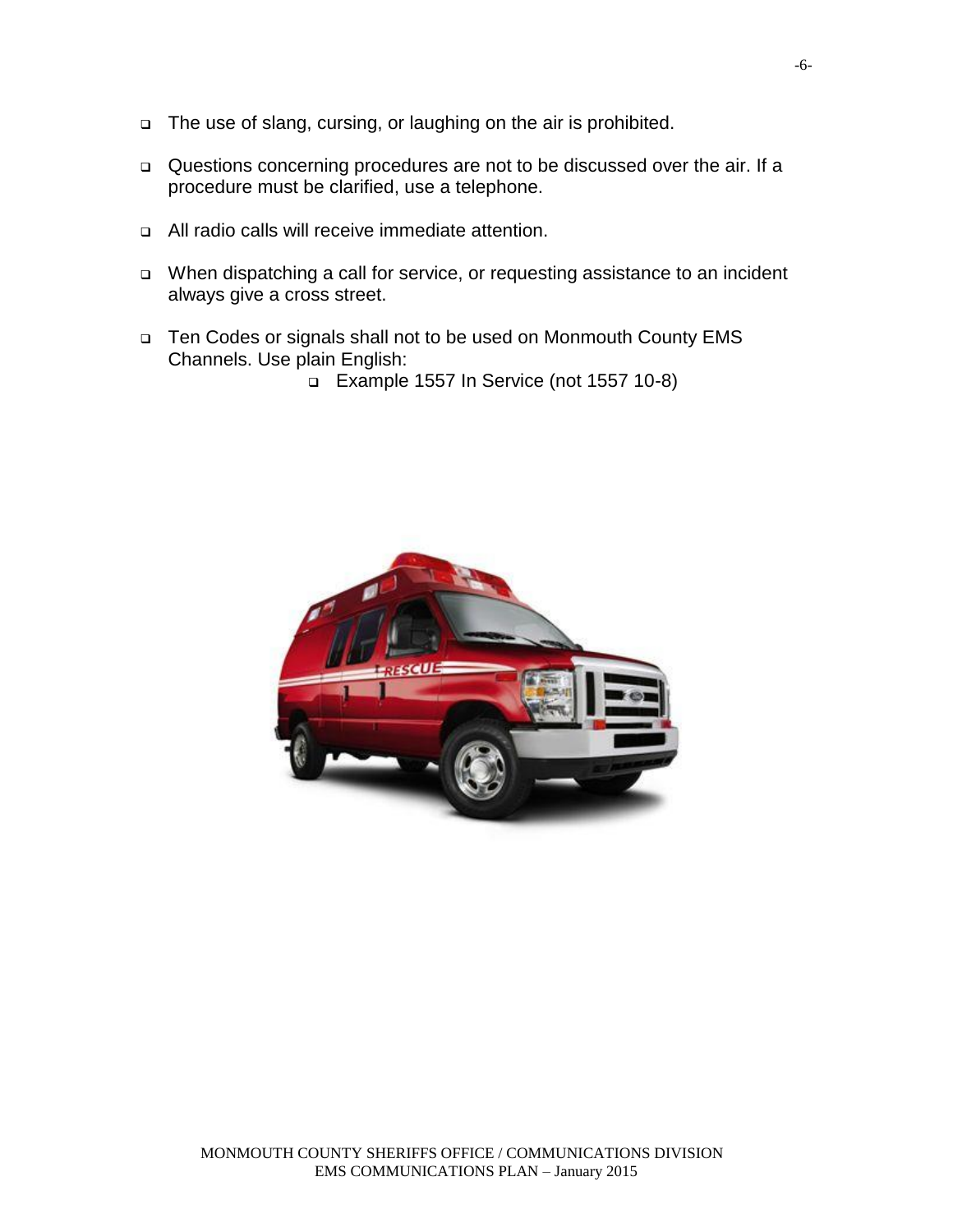- The use of slang, cursing, or laughing on the air is prohibited.

- Questions concerning procedures are not to be discussed over the air. If a procedure must be clarified, use a telephone.

- All radio calls will receive immediate attention.

- When dispatching a call for service, or requesting assistance to an incident always give a cross street.

- Ten Codes or signals shall not to be used on Monmouth County EMS Channels. Use plain English:
  - Example 1557 In Service (not 1557 10-8)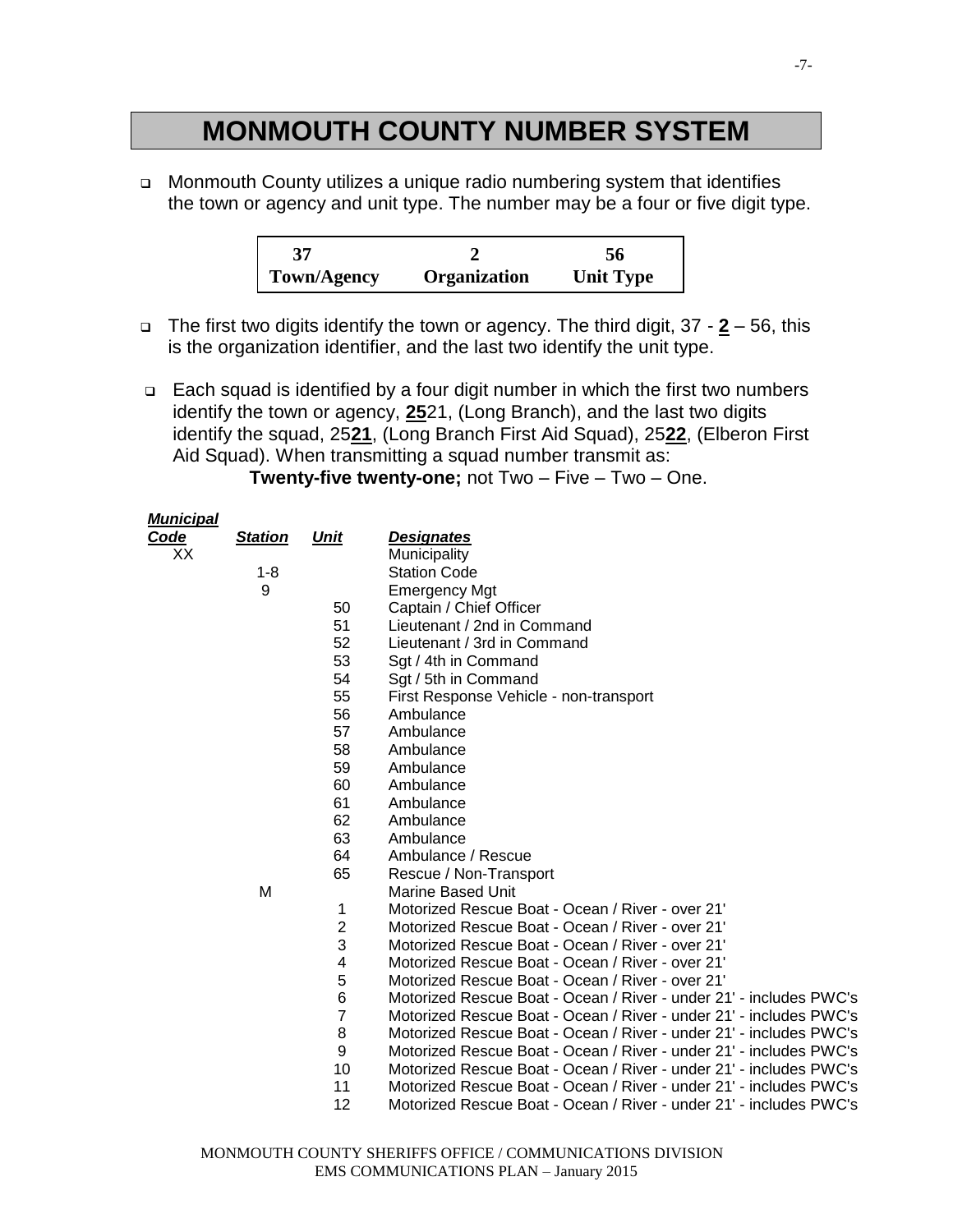# MONMOUTH COUNTY NUMBER SYSTEM

- Monmouth County utilizes a unique radio numbering system that identifies the town or agency and unit type. The number may be a four or five digit type.

| 37 | 2 | 56 |
|---|---|---|
| **Town/Agency** | **Organization** | **Unit Type** |

- The first two digits identify the town or agency. The third digit, 37 - **2** – 56, this is the organization identifier, and the last two identify the unit type.

- Each squad is identified by a four digit number in which the first two numbers identify the town or agency, **25**21, (Long Branch), and the last two digits identify the squad, 25**21**, (Long Branch First Aid Squad), 25**22**, (Elberon First Aid Squad). When transmitting a squad number transmit as:

  **Twenty-five twenty-one;** not Two – Five – Two – One.

| ***Municipal Code*** | ***Station*** | ***Unit*** | ***Designates*** |
|---|---|---|---|
| XX | | | Municipality |
| | 1-8 | | Station Code |
| | 9 | | Emergency Mgt |
| | | 50 | Captain / Chief Officer |
| | | 51 | Lieutenant / 2nd in Command |
| | | 52 | Lieutenant / 3rd in Command |
| | | 53 | Sgt / 4th in Command |
| | | 54 | Sgt / 5th in Command |
| | | 55 | First Response Vehicle - non-transport |
| | | 56 | Ambulance |
| | | 57 | Ambulance |
| | | 58 | Ambulance |
| | | 59 | Ambulance |
| | | 60 | Ambulance |
| | | 61 | Ambulance |
| | | 62 | Ambulance |
| | | 63 | Ambulance |
| | | 64 | Ambulance / Rescue |
| | | 65 | Rescue / Non-Transport |
| | M | | Marine Based Unit |
| | | 1 | Motorized Rescue Boat - Ocean / River - over 21' |
| | | 2 | Motorized Rescue Boat - Ocean / River - over 21' |
| | | 3 | Motorized Rescue Boat - Ocean / River - over 21' |
| | | 4 | Motorized Rescue Boat - Ocean / River - over 21' |
| | | 5 | Motorized Rescue Boat - Ocean / River - over 21' |
| | | 6 | Motorized Rescue Boat - Ocean / River - under 21' - includes PWC's |
| | | 7 | Motorized Rescue Boat - Ocean / River - under 21' - includes PWC's |
| | | 8 | Motorized Rescue Boat - Ocean / River - under 21' - includes PWC's |
| | | 9 | Motorized Rescue Boat - Ocean / River - under 21' - includes PWC's |
| | | 10 | Motorized Rescue Boat - Ocean / River - under 21' - includes PWC's |
| | | 11 | Motorized Rescue Boat - Ocean / River - under 21' - includes PWC's |
| | | 12 | Motorized Rescue Boat - Ocean / River - under 21' - includes PWC's |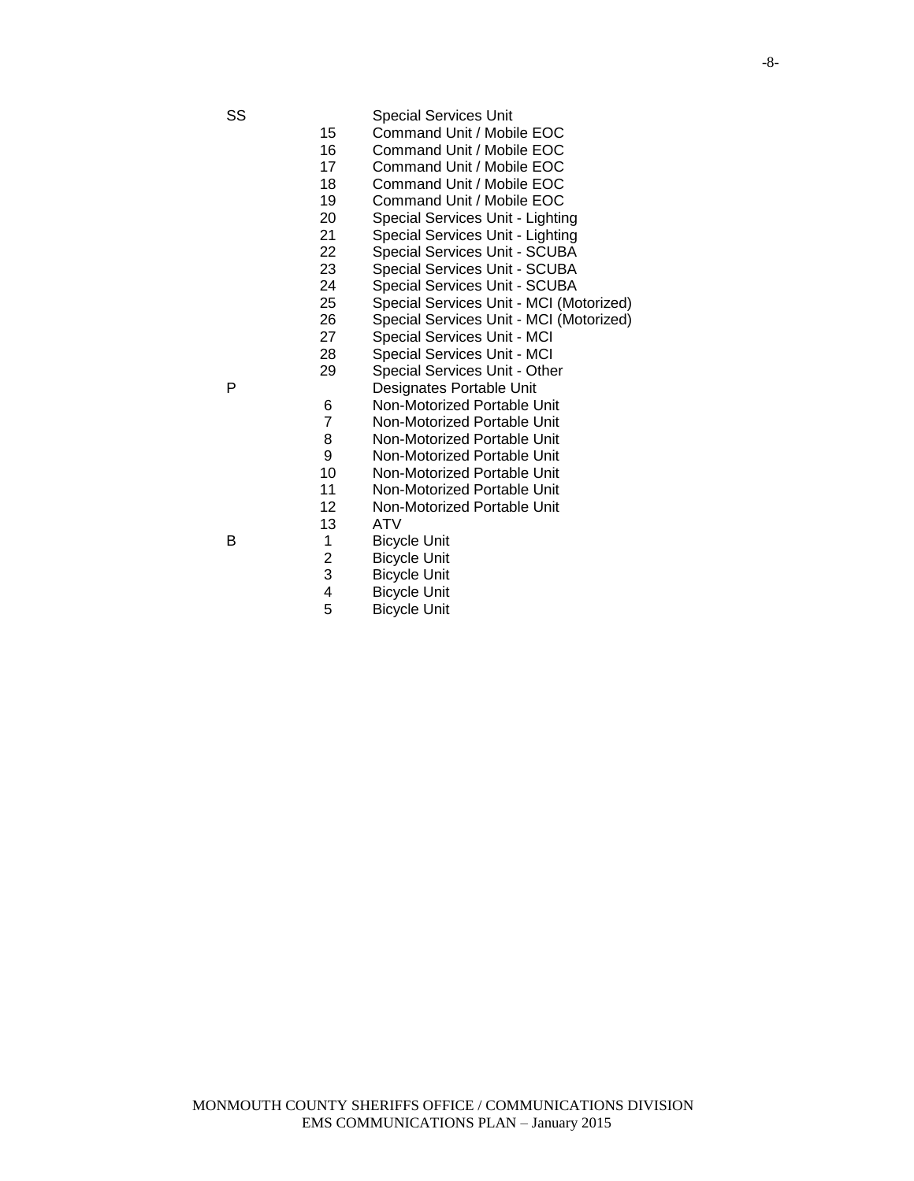| | | |
|---|---|---|
| SS | | Special Services Unit |
| | 15 | Command Unit / Mobile EOC |
| | 16 | Command Unit / Mobile EOC |
| | 17 | Command Unit / Mobile EOC |
| | 18 | Command Unit / Mobile EOC |
| | 19 | Command Unit / Mobile EOC |
| | 20 | Special Services Unit - Lighting |
| | 21 | Special Services Unit - Lighting |
| | 22 | Special Services Unit - SCUBA |
| | 23 | Special Services Unit - SCUBA |
| | 24 | Special Services Unit - SCUBA |
| | 25 | Special Services Unit - MCI (Motorized) |
| | 26 | Special Services Unit - MCI (Motorized) |
| | 27 | Special Services Unit - MCI |
| | 28 | Special Services Unit - MCI |
| | 29 | Special Services Unit - Other |
| P | | Designates Portable Unit |
| | 6 | Non-Motorized Portable Unit |
| | 7 | Non-Motorized Portable Unit |
| | 8 | Non-Motorized Portable Unit |
| | 9 | Non-Motorized Portable Unit |
| | 10 | Non-Motorized Portable Unit |
| | 11 | Non-Motorized Portable Unit |
| | 12 | Non-Motorized Portable Unit |
| | 13 | ATV |
| B | 1 | Bicycle Unit |
| | 2 | Bicycle Unit |
| | 3 | Bicycle Unit |
| | 4 | Bicycle Unit |
| | 5 | Bicycle Unit |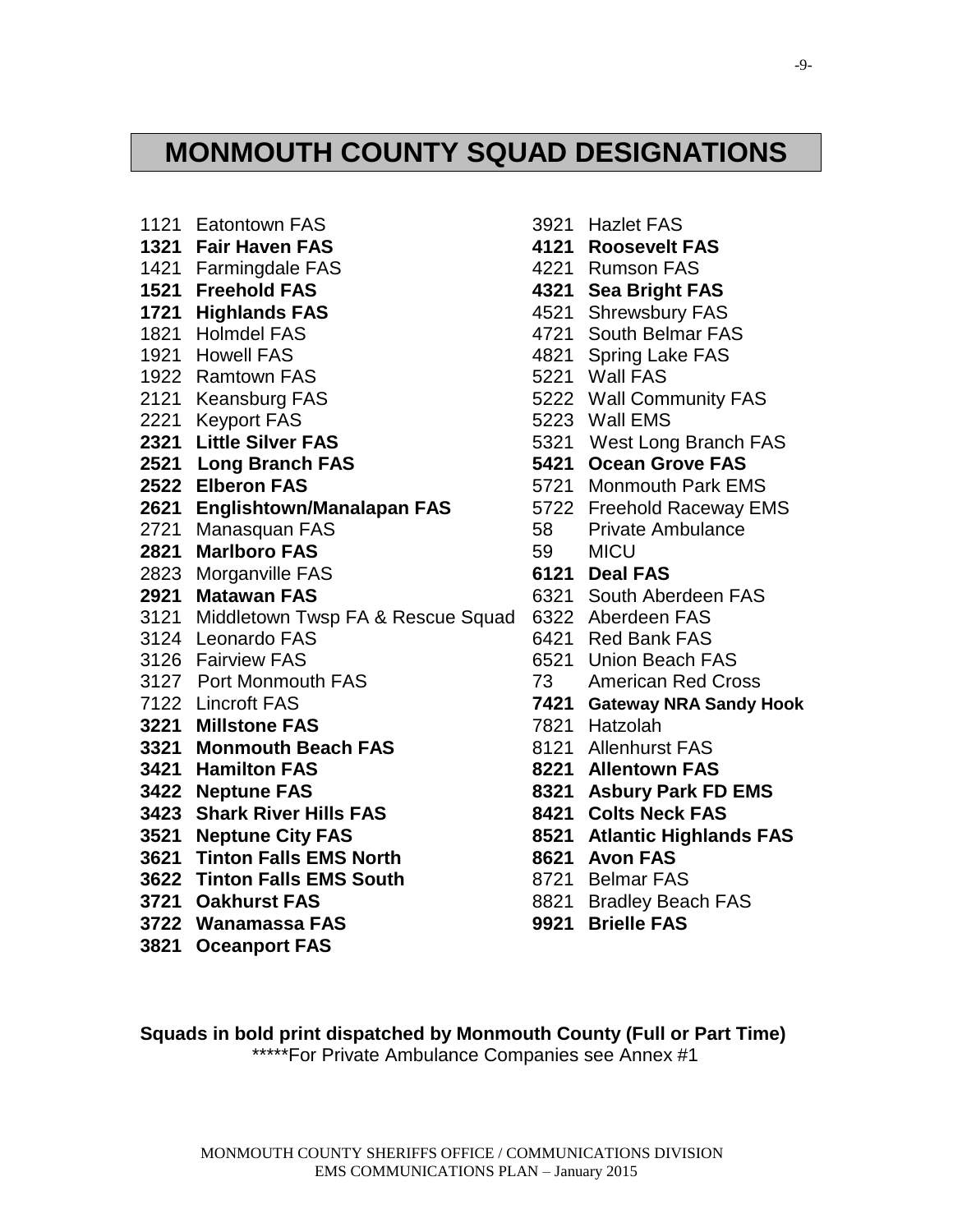# MONMOUTH COUNTY SQUAD DESIGNATIONS

1121 Eatontown FAS
**1321 Fair Haven FAS**
1421 Farmingdale FAS
**1521 Freehold FAS**
**1721 Highlands FAS**
1821 Holmdel FAS
1921 Howell FAS
1922 Ramtown FAS
2121 Keansburg FAS
2221 Keyport FAS
**2321 Little Silver FAS**
**2521 Long Branch FAS**
**2522 Elberon FAS**
**2621 Englishtown/Manalapan FAS**
2721 Manasquan FAS
**2821 Marlboro FAS**
2823 Morganville FAS
**2921 Matawan FAS**
3121 Middletown Twsp FA & Rescue Squad
3124 Leonardo FAS
3126 Fairview FAS
3127 Port Monmouth FAS
7122 Lincroft FAS
**3221 Millstone FAS**
**3321 Monmouth Beach FAS**
**3421 Hamilton FAS**
**3422 Neptune FAS**
**3423 Shark River Hills FAS**
**3521 Neptune City FAS**
**3621 Tinton Falls EMS North**
**3622 Tinton Falls EMS South**
**3721 Oakhurst FAS**
**3722 Wanamassa FAS**
**3821 Oceanport FAS**
3921 Hazlet FAS
**4121 Roosevelt FAS**
4221 Rumson FAS
**4321 Sea Bright FAS**
4521 Shrewsbury FAS
4721 South Belmar FAS
4821 Spring Lake FAS
5221 Wall FAS
5222 Wall Community FAS
5223 Wall EMS
5321 West Long Branch FAS
**5421 Ocean Grove FAS**
5721 Monmouth Park EMS
5722 Freehold Raceway EMS
58 Private Ambulance
59 MICU
**6121 Deal FAS**
6321 South Aberdeen FAS
6322 Aberdeen FAS
6421 Red Bank FAS
6521 Union Beach FAS
73 American Red Cross
**7421 Gateway NRA Sandy Hook**
7821 Hatzolah
8121 Allenhurst FAS
**8221 Allentown FAS**
**8321 Asbury Park FD EMS**
**8421 Colts Neck FAS**
**8521 Atlantic Highlands FAS**
**8621 Avon FAS**
8721 Belmar FAS
8821 Bradley Beach FAS
**9921 Brielle FAS**

**Squads in bold print dispatched by Monmouth County (Full or Part Time)**
*****For Private Ambulance Companies see Annex #1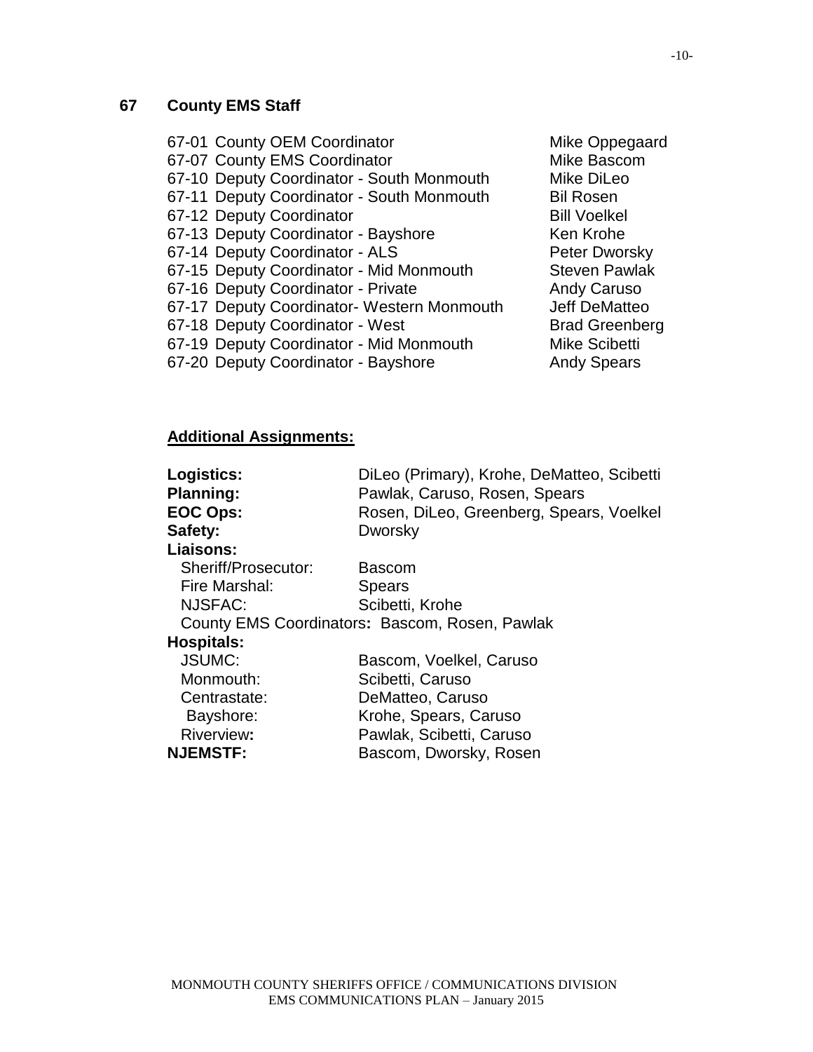## 67 County EMS Staff

| | |
|---|---|
| 67-01 County OEM Coordinator | Mike Oppegaard |
| 67-07 County EMS Coordinator | Mike Bascom |
| 67-10 Deputy Coordinator - South Monmouth | Mike DiLeo |
| 67-11 Deputy Coordinator - South Monmouth | Bil Rosen |
| 67-12 Deputy Coordinator | Bill Voelkel |
| 67-13 Deputy Coordinator - Bayshore | Ken Krohe |
| 67-14 Deputy Coordinator - ALS | Peter Dworsky |
| 67-15 Deputy Coordinator - Mid Monmouth | Steven Pawlak |
| 67-16 Deputy Coordinator - Private | Andy Caruso |
| 67-17 Deputy Coordinator- Western Monmouth | Jeff DeMatteo |
| 67-18 Deputy Coordinator - West | Brad Greenberg |
| 67-19 Deputy Coordinator - Mid Monmouth | Mike Scibetti |
| 67-20 Deputy Coordinator - Bayshore | Andy Spears |

**Additional Assignments:**

| | |
|---|---|
| **Logistics:** | DiLeo (Primary), Krohe, DeMatteo, Scibetti |
| **Planning:** | Pawlak, Caruso, Rosen, Spears |
| **EOC Ops:** | Rosen, DiLeo, Greenberg, Spears, Voelkel |
| **Safety:** | Dworsky |
| **Liaisons:** | |
| Sheriff/Prosecutor: | Bascom |
| Fire Marshal: | Spears |
| NJSFAC: | Scibetti, Krohe |
| County EMS Coordinators**:** | Bascom, Rosen, Pawlak |
| **Hospitals:** | |
| JSUMC: | Bascom, Voelkel, Caruso |
| Monmouth: | Scibetti, Caruso |
| Centrastate: | DeMatteo, Caruso |
| Bayshore: | Krohe, Spears, Caruso |
| Riverview**:** | Pawlak, Scibetti, Caruso |
| **NJEMSTF:** | Bascom, Dworsky, Rosen |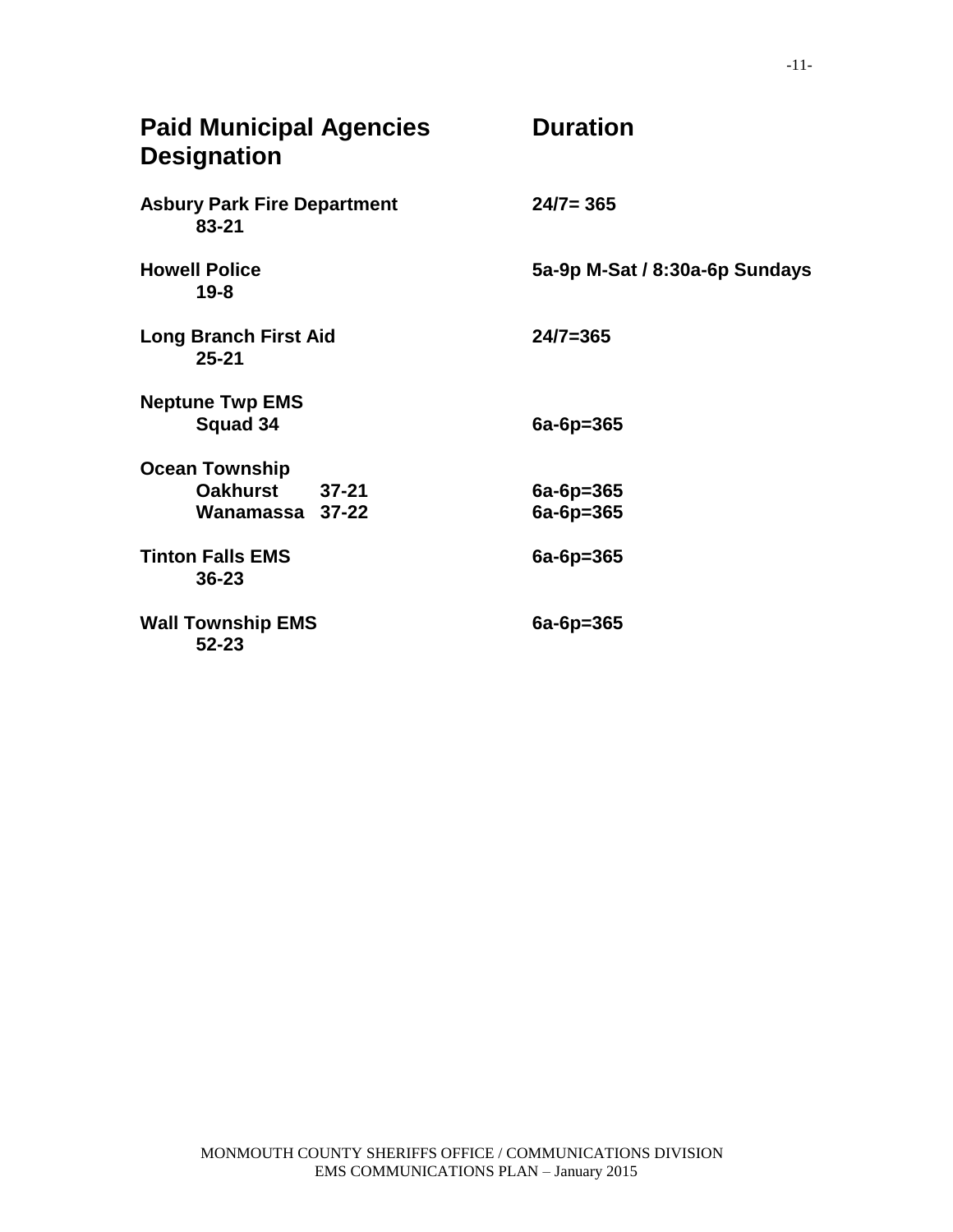| Paid Municipal Agencies Designation | Duration |
|---|---|
| **Asbury Park Fire Department** 83-21 | 24/7= 365 |
| **Howell Police** 19-8 | 5a-9p M-Sat / 8:30a-6p Sundays |
| **Long Branch First Aid** 25-21 | 24/7=365 |
| **Neptune Twp EMS** | |
| Squad 34 | 6a-6p=365 |
| **Ocean Township** | |
| Oakhurst 37-21 | 6a-6p=365 |
| Wanamassa 37-22 | 6a-6p=365 |
| **Tinton Falls EMS** 36-23 | 6a-6p=365 |
| **Wall Township EMS** 52-23 | 6a-6p=365 |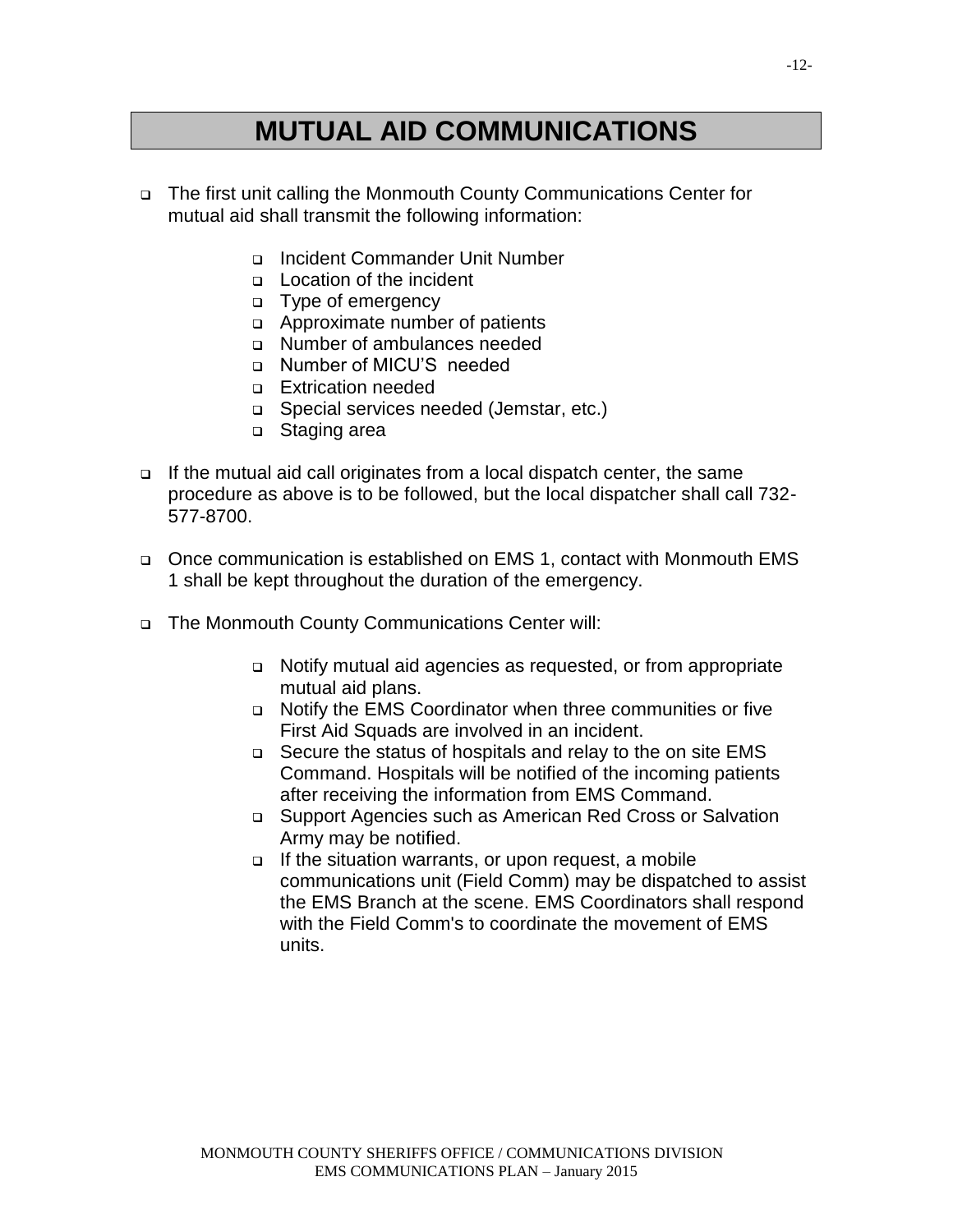# MUTUAL AID COMMUNICATIONS

- The first unit calling the Monmouth County Communications Center for mutual aid shall transmit the following information:
  - Incident Commander Unit Number
  - Location of the incident
  - Type of emergency
  - Approximate number of patients
  - Number of ambulances needed
  - Number of MICU'S needed
  - Extrication needed
  - Special services needed (Jemstar, etc.)
  - Staging area
- If the mutual aid call originates from a local dispatch center, the same procedure as above is to be followed, but the local dispatcher shall call 732-577-8700.
- Once communication is established on EMS 1, contact with Monmouth EMS 1 shall be kept throughout the duration of the emergency.
- The Monmouth County Communications Center will:
  - Notify mutual aid agencies as requested, or from appropriate mutual aid plans.
  - Notify the EMS Coordinator when three communities or five First Aid Squads are involved in an incident.
  - Secure the status of hospitals and relay to the on site EMS Command. Hospitals will be notified of the incoming patients after receiving the information from EMS Command.
  - Support Agencies such as American Red Cross or Salvation Army may be notified.
  - If the situation warrants, or upon request, a mobile communications unit (Field Comm) may be dispatched to assist the EMS Branch at the scene. EMS Coordinators shall respond with the Field Comm's to coordinate the movement of EMS units.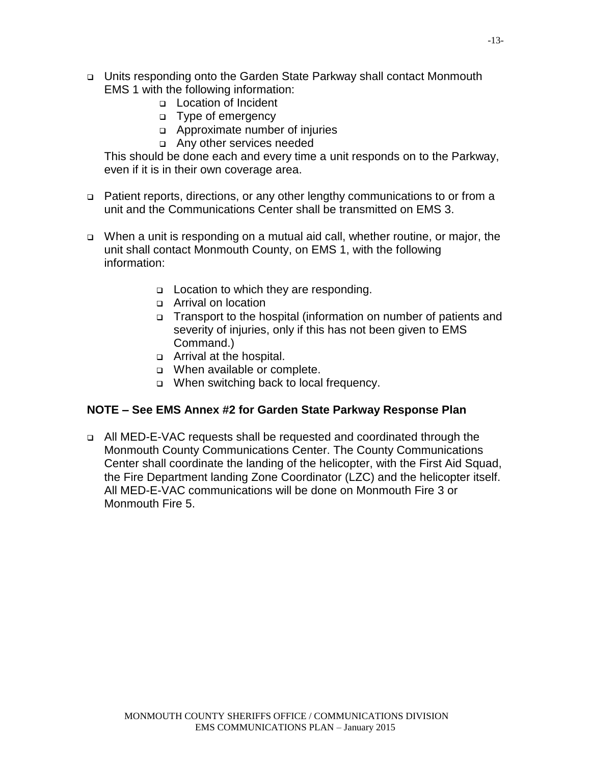- Units responding onto the Garden State Parkway shall contact Monmouth EMS 1 with the following information:
    - Location of Incident
    - Type of emergency
    - Approximate number of injuries
    - Any other services needed

  This should be done each and every time a unit responds on to the Parkway, even if it is in their own coverage area.

- Patient reports, directions, or any other lengthy communications to or from a unit and the Communications Center shall be transmitted on EMS 3.

- When a unit is responding on a mutual aid call, whether routine, or major, the unit shall contact Monmouth County, on EMS 1, with the following information:
    - Location to which they are responding.
    - Arrival on location
    - Transport to the hospital (information on number of patients and severity of injuries, only if this has not been given to EMS Command.)
    - Arrival at the hospital.
    - When available or complete.
    - When switching back to local frequency.

**NOTE – See EMS Annex #2 for Garden State Parkway Response Plan**

- All MED-E-VAC requests shall be requested and coordinated through the Monmouth County Communications Center. The County Communications Center shall coordinate the landing of the helicopter, with the First Aid Squad, the Fire Department landing Zone Coordinator (LZC) and the helicopter itself. All MED-E-VAC communications will be done on Monmouth Fire 3 or Monmouth Fire 5.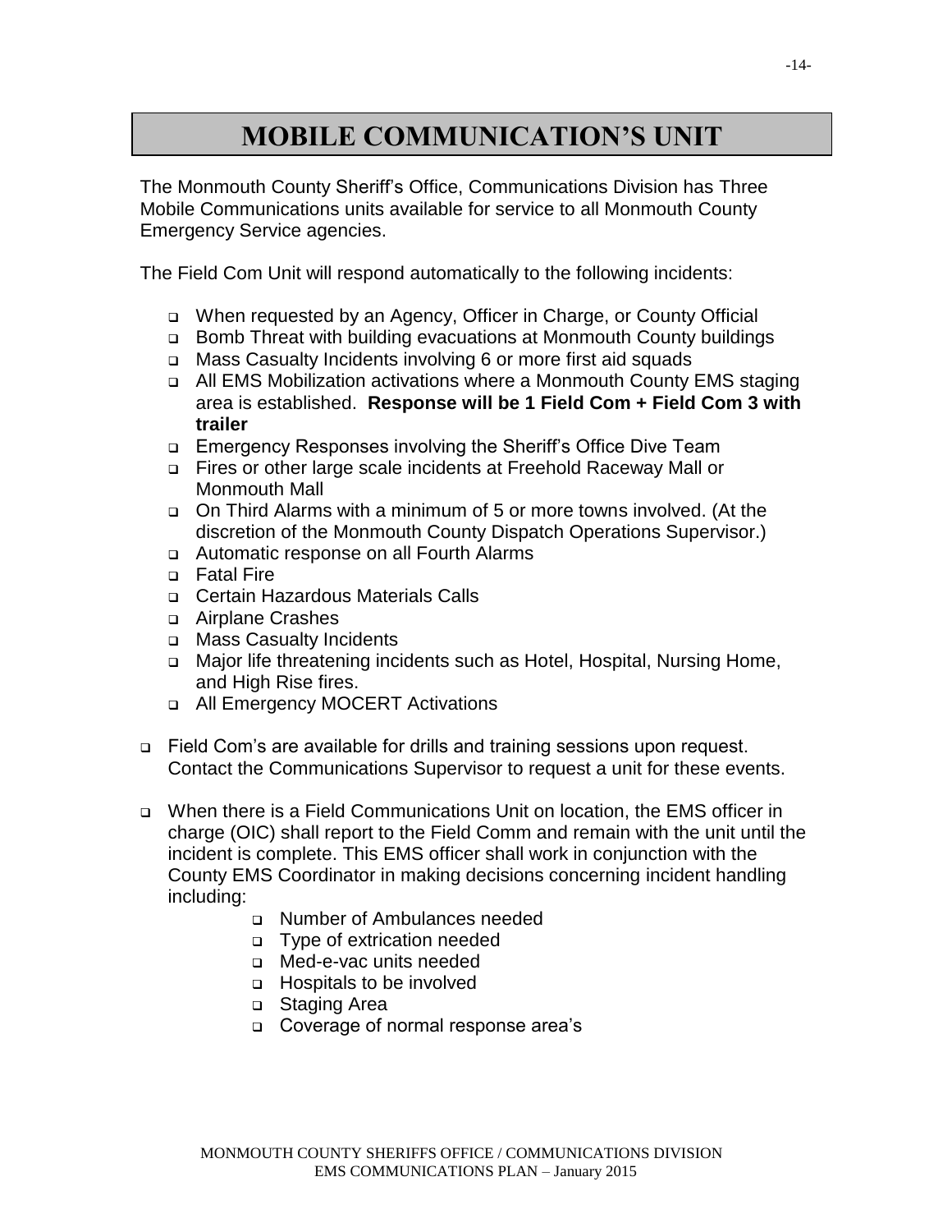# MOBILE COMMUNICATION'S UNIT

The Monmouth County Sheriff's Office, Communications Division has Three Mobile Communications units available for service to all Monmouth County Emergency Service agencies.

The Field Com Unit will respond automatically to the following incidents:

- When requested by an Agency, Officer in Charge, or County Official
- Bomb Threat with building evacuations at Monmouth County buildings
- Mass Casualty Incidents involving 6 or more first aid squads
- All EMS Mobilization activations where a Monmouth County EMS staging area is established. **Response will be 1 Field Com + Field Com 3 with trailer**
- Emergency Responses involving the Sheriff's Office Dive Team
- Fires or other large scale incidents at Freehold Raceway Mall or Monmouth Mall
- On Third Alarms with a minimum of 5 or more towns involved. (At the discretion of the Monmouth County Dispatch Operations Supervisor.)
- Automatic response on all Fourth Alarms
- Fatal Fire
- Certain Hazardous Materials Calls
- Airplane Crashes
- Mass Casualty Incidents
- Major life threatening incidents such as Hotel, Hospital, Nursing Home, and High Rise fires.
- All Emergency MOCERT Activations

- Field Com's are available for drills and training sessions upon request. Contact the Communications Supervisor to request a unit for these events.

- When there is a Field Communications Unit on location, the EMS officer in charge (OIC) shall report to the Field Comm and remain with the unit until the incident is complete. This EMS officer shall work in conjunction with the County EMS Coordinator in making decisions concerning incident handling including:
  - Number of Ambulances needed
  - Type of extrication needed
  - Med-e-vac units needed
  - Hospitals to be involved
  - Staging Area
  - Coverage of normal response area's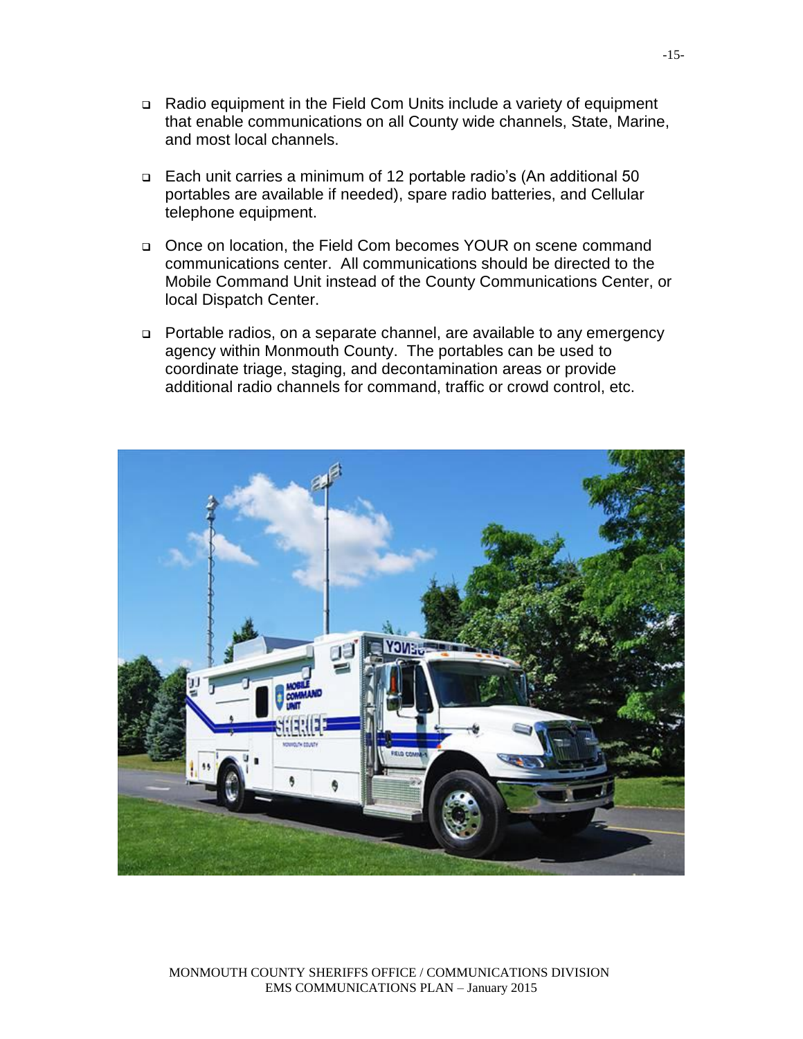- Radio equipment in the Field Com Units include a variety of equipment that enable communications on all County wide channels, State, Marine, and most local channels.

- Each unit carries a minimum of 12 portable radio's (An additional 50 portables are available if needed), spare radio batteries, and Cellular telephone equipment.

- Once on location, the Field Com becomes YOUR on scene command communications center. All communications should be directed to the Mobile Command Unit instead of the County Communications Center, or local Dispatch Center.

- Portable radios, on a separate channel, are available to any emergency agency within Monmouth County. The portables can be used to coordinate triage, staging, and decontamination areas or provide additional radio channels for command, traffic or crowd control, etc.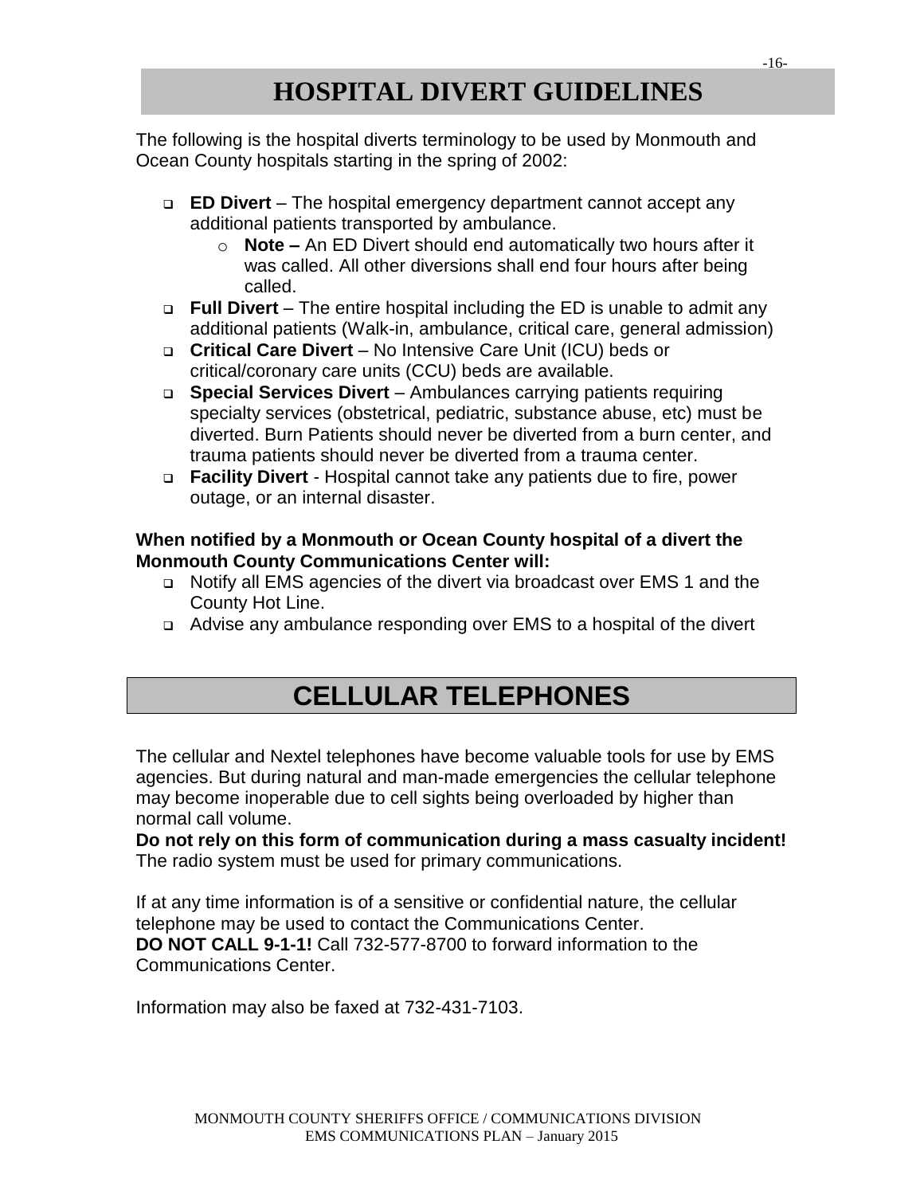# HOSPITAL DIVERT GUIDELINES

The following is the hospital diverts terminology to be used by Monmouth and Ocean County hospitals starting in the spring of 2002:

- **ED Divert** – The hospital emergency department cannot accept any additional patients transported by ambulance.
  - **Note –** An ED Divert should end automatically two hours after it was called. All other diversions shall end four hours after being called.
- **Full Divert** – The entire hospital including the ED is unable to admit any additional patients (Walk-in, ambulance, critical care, general admission)
- **Critical Care Divert** – No Intensive Care Unit (ICU) beds or critical/coronary care units (CCU) beds are available.
- **Special Services Divert** – Ambulances carrying patients requiring specialty services (obstetrical, pediatric, substance abuse, etc) must be diverted. Burn Patients should never be diverted from a burn center, and trauma patients should never be diverted from a trauma center.
- **Facility Divert** - Hospital cannot take any patients due to fire, power outage, or an internal disaster.

**When notified by a Monmouth or Ocean County hospital of a divert the Monmouth County Communications Center will:**

- Notify all EMS agencies of the divert via broadcast over EMS 1 and the County Hot Line.
- Advise any ambulance responding over EMS to a hospital of the divert

# CELLULAR TELEPHONES

The cellular and Nextel telephones have become valuable tools for use by EMS agencies. But during natural and man-made emergencies the cellular telephone may become inoperable due to cell sights being overloaded by higher than normal call volume.
**Do not rely on this form of communication during a mass casualty incident!** The radio system must be used for primary communications.

If at any time information is of a sensitive or confidential nature, the cellular telephone may be used to contact the Communications Center.
**DO NOT CALL 9-1-1!** Call 732-577-8700 to forward information to the Communications Center.

Information may also be faxed at 732-431-7103.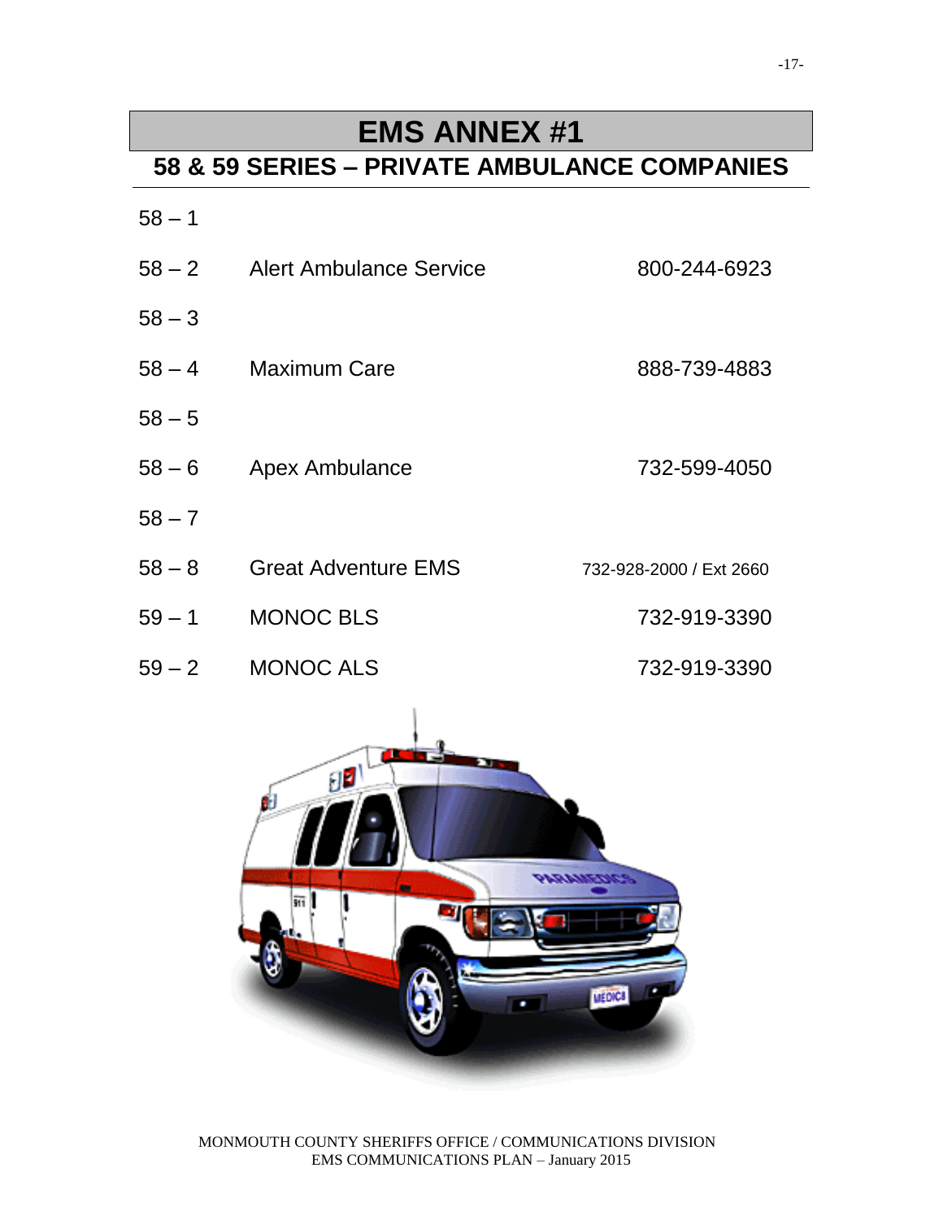# EMS ANNEX #1

## 58 & 59 SERIES – PRIVATE AMBULANCE COMPANIES

| | | |
|---|---|---|
| 58 – 1 | | |
| 58 – 2 | Alert Ambulance Service | 800-244-6923 |
| 58 – 3 | | |
| 58 – 4 | Maximum Care | 888-739-4883 |
| 58 – 5 | | |
| 58 – 6 | Apex Ambulance | 732-599-4050 |
| 58 – 7 | | |
| 58 – 8 | Great Adventure EMS | 732-928-2000 / Ext 2660 |
| 59 – 1 | MONOC BLS | 732-919-3390 |
| 59 – 2 | MONOC ALS | 732-919-3390 |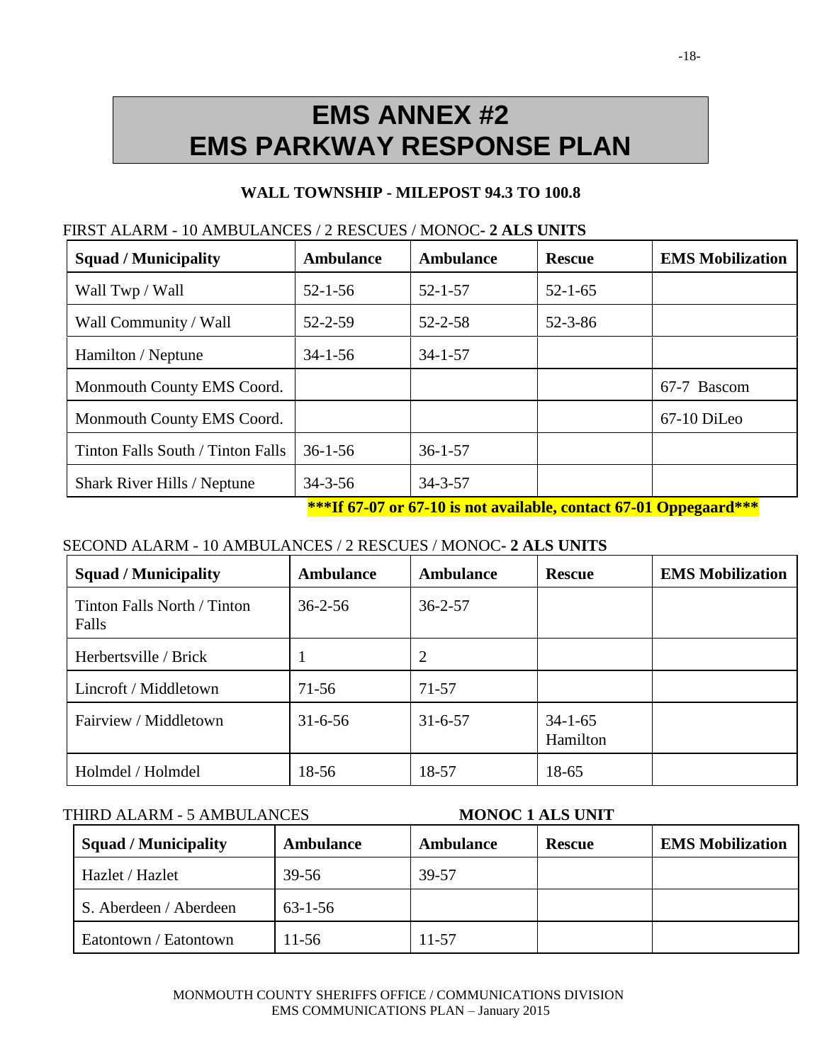# EMS ANNEX #2
# EMS PARKWAY RESPONSE PLAN

### WALL TOWNSHIP - MILEPOST 94.3 TO 100.8

FIRST ALARM - 10 AMBULANCES / 2 RESCUES / MONOC- **2 ALS UNITS**

| Squad / Municipality | Ambulance | Ambulance | Rescue | EMS Mobilization |
|---|---|---|---|---|
| Wall Twp / Wall | 52-1-56 | 52-1-57 | 52-1-65 | |
| Wall Community / Wall | 52-2-59 | 52-2-58 | 52-3-86 | |
| Hamilton / Neptune | 34-1-56 | 34-1-57 | | |
| Monmouth County EMS Coord. | | | | 67-7 Bascom |
| Monmouth County EMS Coord. | | | | 67-10 DiLeo |
| Tinton Falls South / Tinton Falls | 36-1-56 | 36-1-57 | | |
| Shark River Hills / Neptune | 34-3-56 | 34-3-57 | | |

**\*\*\*If 67-07 or 67-10 is not available, contact 67-01 Oppegaard\*\*\***

SECOND ALARM - 10 AMBULANCES / 2 RESCUES / MONOC- **2 ALS UNITS**

| Squad / Municipality | Ambulance | Ambulance | Rescue | EMS Mobilization |
|---|---|---|---|---|
| Tinton Falls North / Tinton Falls | 36-2-56 | 36-2-57 | | |
| Herbertsville / Brick | 1 | 2 | | |
| Lincroft / Middletown | 71-56 | 71-57 | | |
| Fairview / Middletown | 31-6-56 | 31-6-57 | 34-1-65 Hamilton | |
| Holmdel / Holmdel | 18-56 | 18-57 | 18-65 | |

THIRD ALARM - 5 AMBULANCES **MONOC 1 ALS UNIT**

| Squad / Municipality | Ambulance | Ambulance | Rescue | EMS Mobilization |
|---|---|---|---|---|
| Hazlet / Hazlet | 39-56 | 39-57 | | |
| S. Aberdeen / Aberdeen | 63-1-56 | | | |
| Eatontown / Eatontown | 11-56 | 11-57 | | |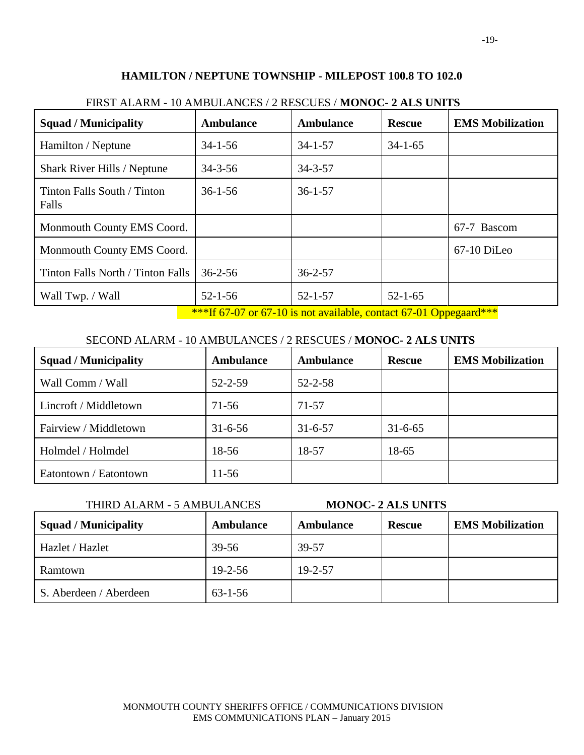## HAMILTON / NEPTUNE TOWNSHIP - MILEPOST 100.8 TO 102.0

FIRST ALARM - 10 AMBULANCES / 2 RESCUES / **MONOC- 2 ALS UNITS**

| Squad / Municipality | Ambulance | Ambulance | Rescue | EMS Mobilization |
|---|---|---|---|---|
| Hamilton / Neptune | 34-1-56 | 34-1-57 | 34-1-65 | |
| Shark River Hills / Neptune | 34-3-56 | 34-3-57 | | |
| Tinton Falls South / Tinton Falls | 36-1-56 | 36-1-57 | | |
| Monmouth County EMS Coord. | | | | 67-7 Bascom |
| Monmouth County EMS Coord. | | | | 67-10 DiLeo |
| Tinton Falls North / Tinton Falls | 36-2-56 | 36-2-57 | | |
| Wall Twp. / Wall | 52-1-56 | 52-1-57 | 52-1-65 | |

***If 67-07 or 67-10 is not available, contact 67-01 Oppegaard***

SECOND ALARM - 10 AMBULANCES / 2 RESCUES / **MONOC- 2 ALS UNITS**

| Squad / Municipality | Ambulance | Ambulance | Rescue | EMS Mobilization |
|---|---|---|---|---|
| Wall Comm / Wall | 52-2-59 | 52-2-58 | | |
| Lincroft / Middletown | 71-56 | 71-57 | | |
| Fairview / Middletown | 31-6-56 | 31-6-57 | 31-6-65 | |
| Holmdel / Holmdel | 18-56 | 18-57 | 18-65 | |
| Eatontown / Eatontown | 11-56 | | | |

THIRD ALARM - 5 AMBULANCES **MONOC- 2 ALS UNITS**

| Squad / Municipality | Ambulance | Ambulance | Rescue | EMS Mobilization |
|---|---|---|---|---|
| Hazlet / Hazlet | 39-56 | 39-57 | | |
| Ramtown | 19-2-56 | 19-2-57 | | |
| S. Aberdeen / Aberdeen | 63-1-56 | | | |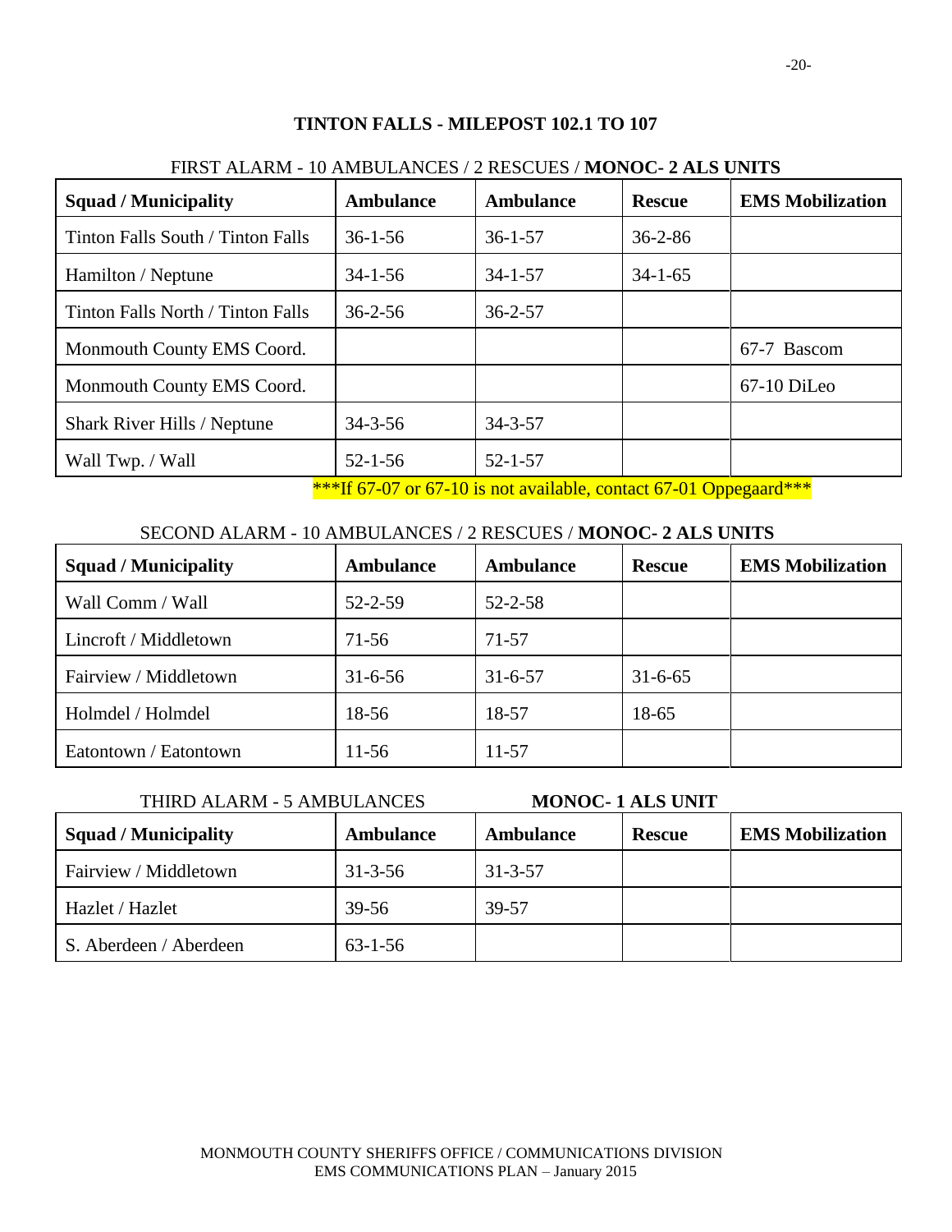## TINTON FALLS - MILEPOST 102.1 TO 107

FIRST ALARM - 10 AMBULANCES / 2 RESCUES / **MONOC- 2 ALS UNITS**

| Squad / Municipality | Ambulance | Ambulance | Rescue | EMS Mobilization |
|---|---|---|---|---|
| Tinton Falls South / Tinton Falls | 36-1-56 | 36-1-57 | 36-2-86 | |
| Hamilton / Neptune | 34-1-56 | 34-1-57 | 34-1-65 | |
| Tinton Falls North / Tinton Falls | 36-2-56 | 36-2-57 | | |
| Monmouth County EMS Coord. | | | | 67-7 Bascom |
| Monmouth County EMS Coord. | | | | 67-10 DiLeo |
| Shark River Hills / Neptune | 34-3-56 | 34-3-57 | | |
| Wall Twp. / Wall | 52-1-56 | 52-1-57 | | |

***If 67-07 or 67-10 is not available, contact 67-01 Oppegaard***

SECOND ALARM - 10 AMBULANCES / 2 RESCUES / **MONOC- 2 ALS UNITS**

| Squad / Municipality | Ambulance | Ambulance | Rescue | EMS Mobilization |
|---|---|---|---|---|
| Wall Comm / Wall | 52-2-59 | 52-2-58 | | |
| Lincroft / Middletown | 71-56 | 71-57 | | |
| Fairview / Middletown | 31-6-56 | 31-6-57 | 31-6-65 | |
| Holmdel / Holmdel | 18-56 | 18-57 | 18-65 | |
| Eatontown / Eatontown | 11-56 | 11-57 | | |

THIRD ALARM - 5 AMBULANCES **MONOC- 1 ALS UNIT**

| Squad / Municipality | Ambulance | Ambulance | Rescue | EMS Mobilization |
|---|---|---|---|---|
| Fairview / Middletown | 31-3-56 | 31-3-57 | | |
| Hazlet / Hazlet | 39-56 | 39-57 | | |
| S. Aberdeen / Aberdeen | 63-1-56 | | | |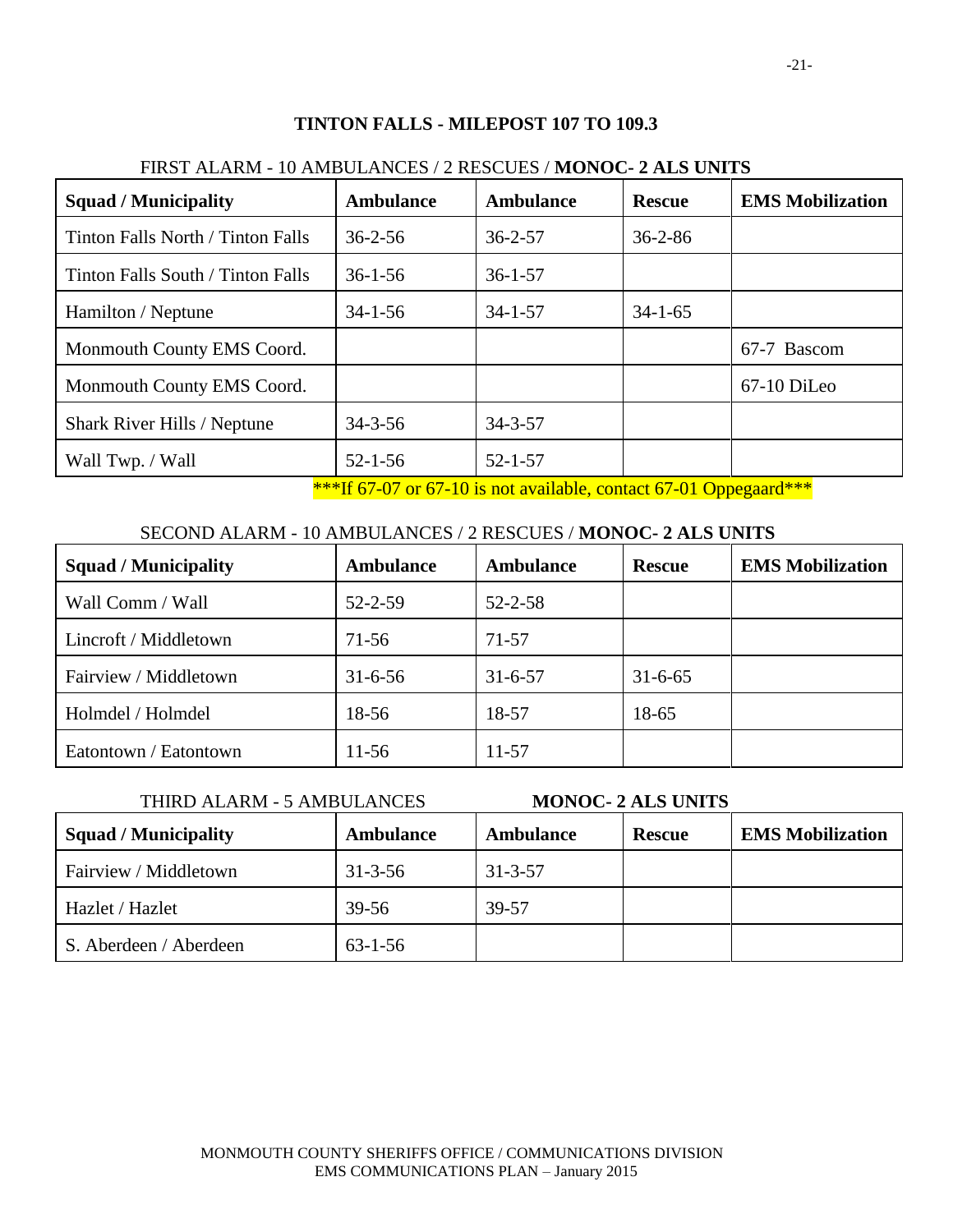## TINTON FALLS - MILEPOST 107 TO 109.3

FIRST ALARM - 10 AMBULANCES / 2 RESCUES / **MONOC- 2 ALS UNITS**

| Squad / Municipality | Ambulance | Ambulance | Rescue | EMS Mobilization |
|---|---|---|---|---|
| Tinton Falls North / Tinton Falls | 36-2-56 | 36-2-57 | 36-2-86 | |
| Tinton Falls South / Tinton Falls | 36-1-56 | 36-1-57 | | |
| Hamilton / Neptune | 34-1-56 | 34-1-57 | 34-1-65 | |
| Monmouth County EMS Coord. | | | | 67-7 Bascom |
| Monmouth County EMS Coord. | | | | 67-10 DiLeo |
| Shark River Hills / Neptune | 34-3-56 | 34-3-57 | | |
| Wall Twp. / Wall | 52-1-56 | 52-1-57 | | |

***If 67-07 or 67-10 is not available, contact 67-01 Oppegaard***

SECOND ALARM - 10 AMBULANCES / 2 RESCUES / **MONOC- 2 ALS UNITS**

| Squad / Municipality | Ambulance | Ambulance | Rescue | EMS Mobilization |
|---|---|---|---|---|
| Wall Comm / Wall | 52-2-59 | 52-2-58 | | |
| Lincroft / Middletown | 71-56 | 71-57 | | |
| Fairview / Middletown | 31-6-56 | 31-6-57 | 31-6-65 | |
| Holmdel / Holmdel | 18-56 | 18-57 | 18-65 | |
| Eatontown / Eatontown | 11-56 | 11-57 | | |

THIRD ALARM - 5 AMBULANCES **MONOC- 2 ALS UNITS**

| Squad / Municipality | Ambulance | Ambulance | Rescue | EMS Mobilization |
|---|---|---|---|---|
| Fairview / Middletown | 31-3-56 | 31-3-57 | | |
| Hazlet / Hazlet | 39-56 | 39-57 | | |
| S. Aberdeen / Aberdeen | 63-1-56 | | | |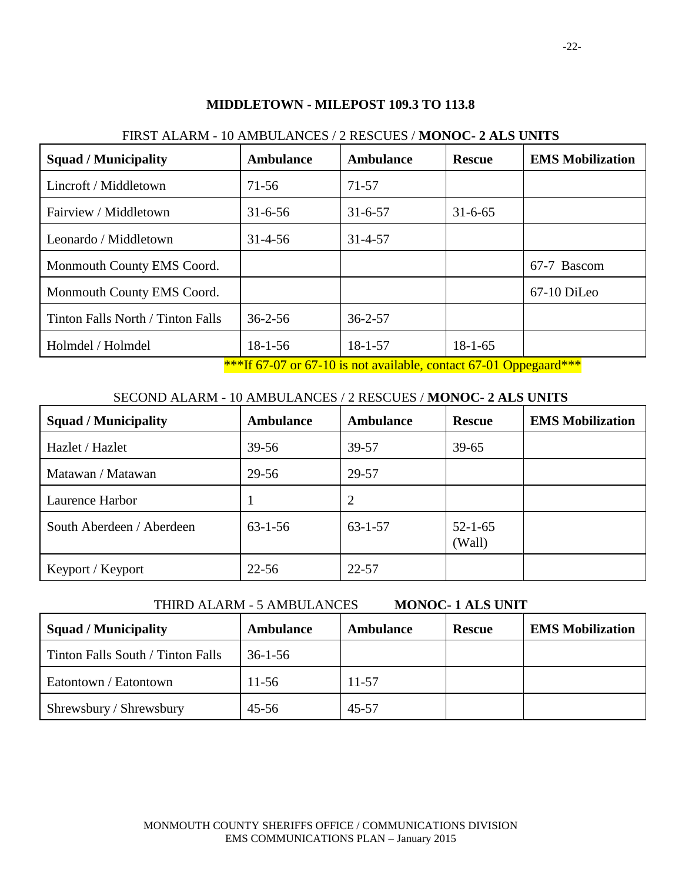## MIDDLETOWN - MILEPOST 109.3 TO 113.8

FIRST ALARM - 10 AMBULANCES / 2 RESCUES / **MONOC- 2 ALS UNITS**

| Squad / Municipality | Ambulance | Ambulance | Rescue | EMS Mobilization |
|---|---|---|---|---|
| Lincroft / Middletown | 71-56 | 71-57 | | |
| Fairview / Middletown | 31-6-56 | 31-6-57 | 31-6-65 | |
| Leonardo / Middletown | 31-4-56 | 31-4-57 | | |
| Monmouth County EMS Coord. | | | | 67-7 Bascom |
| Monmouth County EMS Coord. | | | | 67-10 DiLeo |
| Tinton Falls North / Tinton Falls | 36-2-56 | 36-2-57 | | |
| Holmdel / Holmdel | 18-1-56 | 18-1-57 | 18-1-65 | |

***If 67-07 or 67-10 is not available, contact 67-01 Oppegaard***

SECOND ALARM - 10 AMBULANCES / 2 RESCUES / **MONOC- 2 ALS UNITS**

| Squad / Municipality | Ambulance | Ambulance | Rescue | EMS Mobilization |
|---|---|---|---|---|
| Hazlet / Hazlet | 39-56 | 39-57 | 39-65 | |
| Matawan / Matawan | 29-56 | 29-57 | | |
| Laurence Harbor | 1 | 2 | | |
| South Aberdeen / Aberdeen | 63-1-56 | 63-1-57 | 52-1-65 (Wall) | |
| Keyport / Keyport | 22-56 | 22-57 | | |

THIRD ALARM - 5 AMBULANCES **MONOC- 1 ALS UNIT**

| Squad / Municipality | Ambulance | Ambulance | Rescue | EMS Mobilization |
|---|---|---|---|---|
| Tinton Falls South / Tinton Falls | 36-1-56 | | | |
| Eatontown / Eatontown | 11-56 | 11-57 | | |
| Shrewsbury / Shrewsbury | 45-56 | 45-57 | | |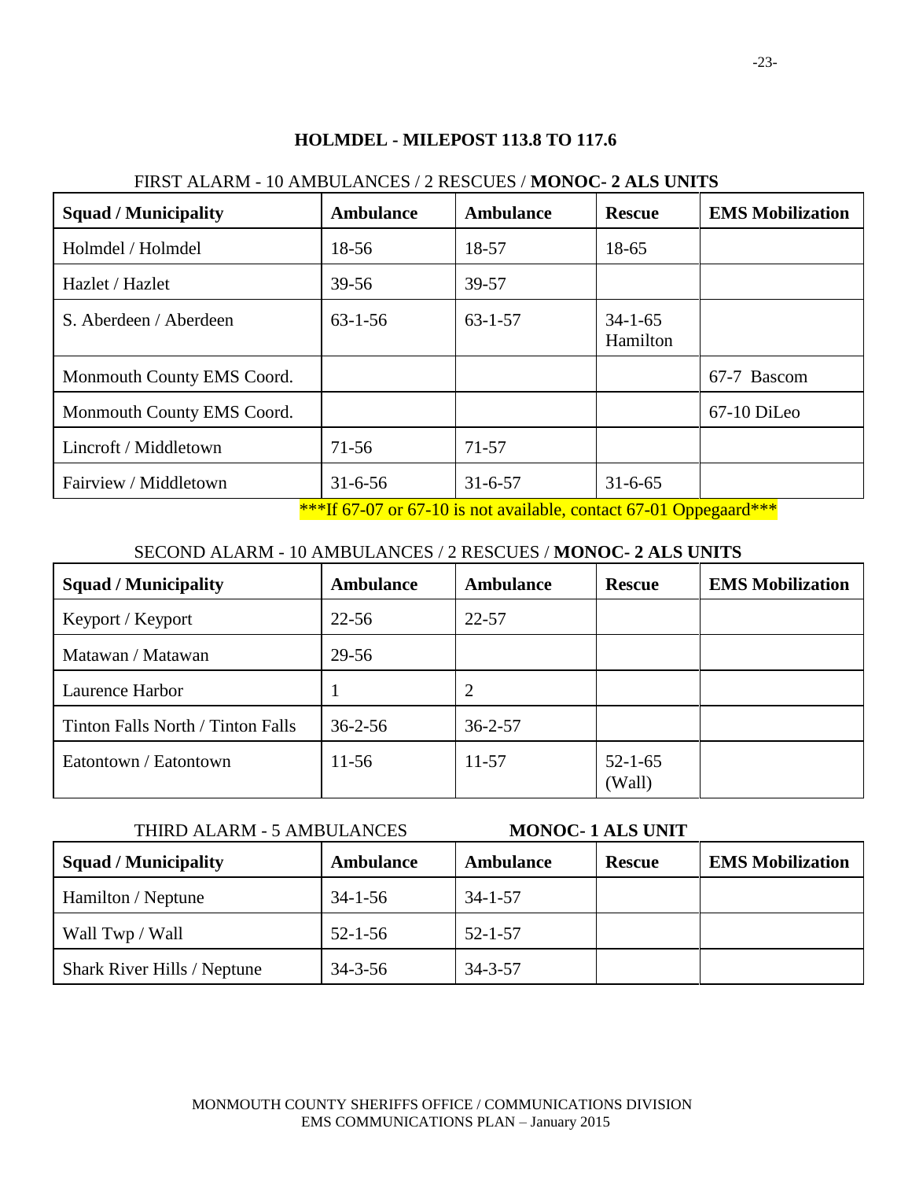## HOLMDEL - MILEPOST 113.8 TO 117.6

FIRST ALARM - 10 AMBULANCES / 2 RESCUES / **MONOC- 2 ALS UNITS**

| Squad / Municipality | Ambulance | Ambulance | Rescue | EMS Mobilization |
|---|---|---|---|---|
| Holmdel / Holmdel | 18-56 | 18-57 | 18-65 | |
| Hazlet / Hazlet | 39-56 | 39-57 | | |
| S. Aberdeen / Aberdeen | 63-1-56 | 63-1-57 | 34-1-65 Hamilton | |
| Monmouth County EMS Coord. | | | | 67-7 Bascom |
| Monmouth County EMS Coord. | | | | 67-10 DiLeo |
| Lincroft / Middletown | 71-56 | 71-57 | | |
| Fairview / Middletown | 31-6-56 | 31-6-57 | 31-6-65 | |

***If 67-07 or 67-10 is not available, contact 67-01 Oppegaard***

SECOND ALARM - 10 AMBULANCES / 2 RESCUES / **MONOC- 2 ALS UNITS**

| Squad / Municipality | Ambulance | Ambulance | Rescue | EMS Mobilization |
|---|---|---|---|---|
| Keyport / Keyport | 22-56 | 22-57 | | |
| Matawan / Matawan | 29-56 | | | |
| Laurence Harbor | 1 | 2 | | |
| Tinton Falls North / Tinton Falls | 36-2-56 | 36-2-57 | | |
| Eatontown / Eatontown | 11-56 | 11-57 | 52-1-65 (Wall) | |

THIRD ALARM - 5 AMBULANCES **MONOC- 1 ALS UNIT**

| Squad / Municipality | Ambulance | Ambulance | Rescue | EMS Mobilization |
|---|---|---|---|---|
| Hamilton / Neptune | 34-1-56 | 34-1-57 | | |
| Wall Twp / Wall | 52-1-56 | 52-1-57 | | |
| Shark River Hills / Neptune | 34-3-56 | 34-3-57 | | |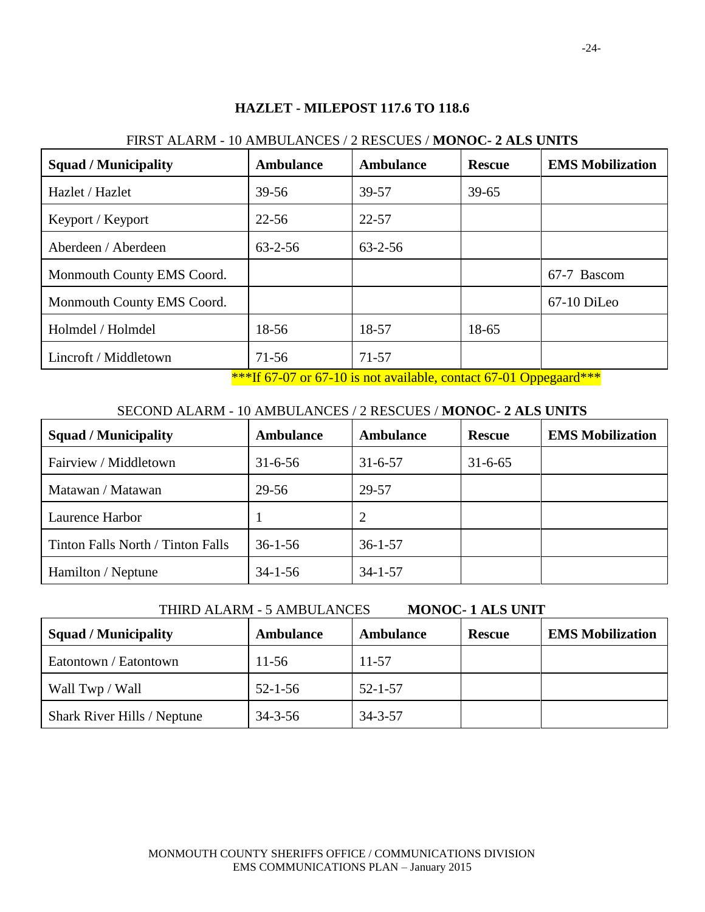## HAZLET - MILEPOST 117.6 TO 118.6

FIRST ALARM - 10 AMBULANCES / 2 RESCUES / **MONOC- 2 ALS UNITS**

| Squad / Municipality | Ambulance | Ambulance | Rescue | EMS Mobilization |
|---|---|---|---|---|
| Hazlet / Hazlet | 39-56 | 39-57 | 39-65 | |
| Keyport / Keyport | 22-56 | 22-57 | | |
| Aberdeen / Aberdeen | 63-2-56 | 63-2-56 | | |
| Monmouth County EMS Coord. | | | | 67-7 Bascom |
| Monmouth County EMS Coord. | | | | 67-10 DiLeo |
| Holmdel / Holmdel | 18-56 | 18-57 | 18-65 | |
| Lincroft / Middletown | 71-56 | 71-57 | | |

***If 67-07 or 67-10 is not available, contact 67-01 Oppegaard***

SECOND ALARM - 10 AMBULANCES / 2 RESCUES / **MONOC- 2 ALS UNITS**

| Squad / Municipality | Ambulance | Ambulance | Rescue | EMS Mobilization |
|---|---|---|---|---|
| Fairview / Middletown | 31-6-56 | 31-6-57 | 31-6-65 | |
| Matawan / Matawan | 29-56 | 29-57 | | |
| Laurence Harbor | 1 | 2 | | |
| Tinton Falls North / Tinton Falls | 36-1-56 | 36-1-57 | | |
| Hamilton / Neptune | 34-1-56 | 34-1-57 | | |

THIRD ALARM - 5 AMBULANCES **MONOC- 1 ALS UNIT**

| Squad / Municipality | Ambulance | Ambulance | Rescue | EMS Mobilization |
|---|---|---|---|---|
| Eatontown / Eatontown | 11-56 | 11-57 | | |
| Wall Twp / Wall | 52-1-56 | 52-1-57 | | |
| Shark River Hills / Neptune | 34-3-56 | 34-3-57 | | |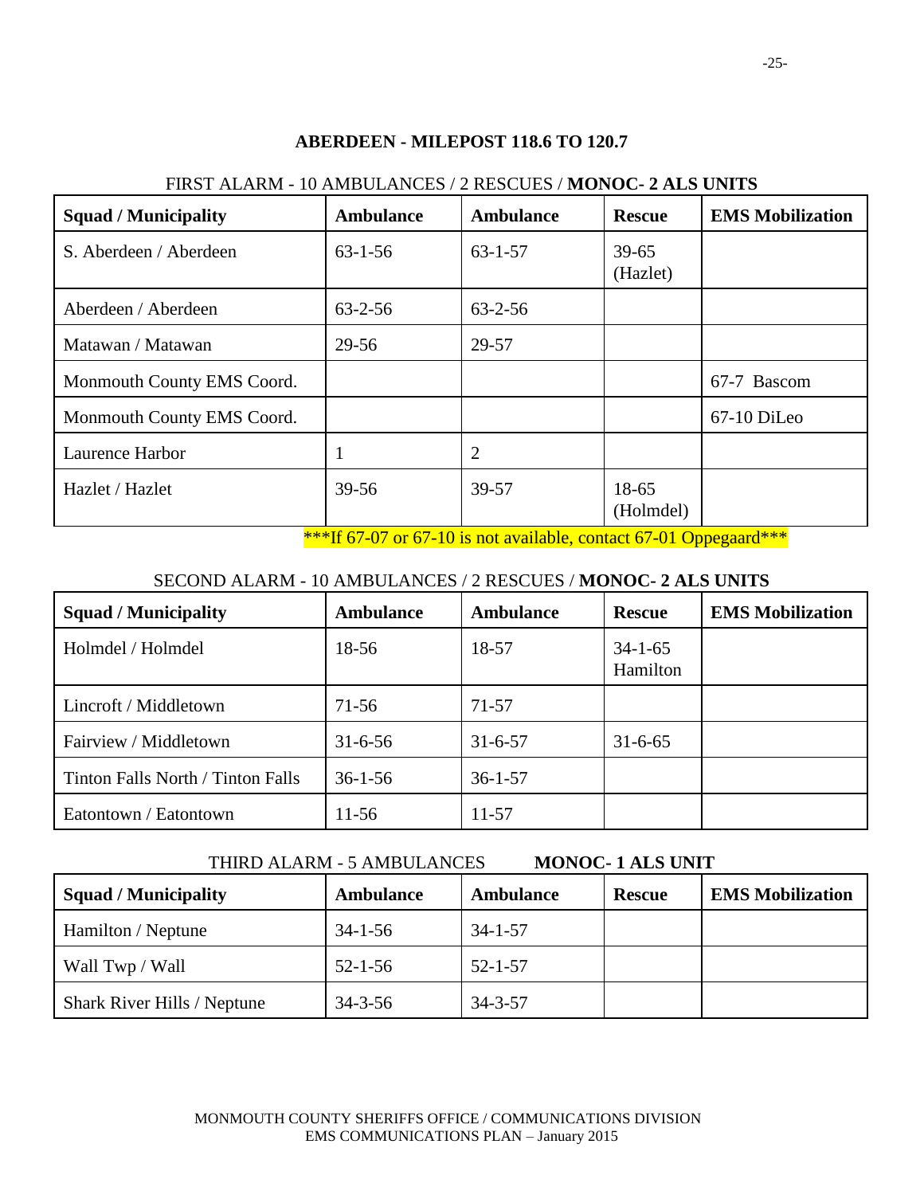## ABERDEEN - MILEPOST 118.6 TO 120.7

FIRST ALARM - 10 AMBULANCES / 2 RESCUES / **MONOC- 2 ALS UNITS**

| Squad / Municipality | Ambulance | Ambulance | Rescue | EMS Mobilization |
|---|---|---|---|---|
| S. Aberdeen / Aberdeen | 63-1-56 | 63-1-57 | 39-65 (Hazlet) | |
| Aberdeen / Aberdeen | 63-2-56 | 63-2-56 | | |
| Matawan / Matawan | 29-56 | 29-57 | | |
| Monmouth County EMS Coord. | | | | 67-7 Bascom |
| Monmouth County EMS Coord. | | | | 67-10 DiLeo |
| Laurence Harbor | 1 | 2 | | |
| Hazlet / Hazlet | 39-56 | 39-57 | 18-65 (Holmdel) | |

***If 67-07 or 67-10 is not available, contact 67-01 Oppegaard***

SECOND ALARM - 10 AMBULANCES / 2 RESCUES / **MONOC- 2 ALS UNITS**

| Squad / Municipality | Ambulance | Ambulance | Rescue | EMS Mobilization |
|---|---|---|---|---|
| Holmdel / Holmdel | 18-56 | 18-57 | 34-1-65 Hamilton | |
| Lincroft / Middletown | 71-56 | 71-57 | | |
| Fairview / Middletown | 31-6-56 | 31-6-57 | 31-6-65 | |
| Tinton Falls North / Tinton Falls | 36-1-56 | 36-1-57 | | |
| Eatontown / Eatontown | 11-56 | 11-57 | | |

THIRD ALARM - 5 AMBULANCES **MONOC- 1 ALS UNIT**

| Squad / Municipality | Ambulance | Ambulance | Rescue | EMS Mobilization |
|---|---|---|---|---|
| Hamilton / Neptune | 34-1-56 | 34-1-57 | | |
| Wall Twp / Wall | 52-1-56 | 52-1-57 | | |
| Shark River Hills / Neptune | 34-3-56 | 34-3-57 | | |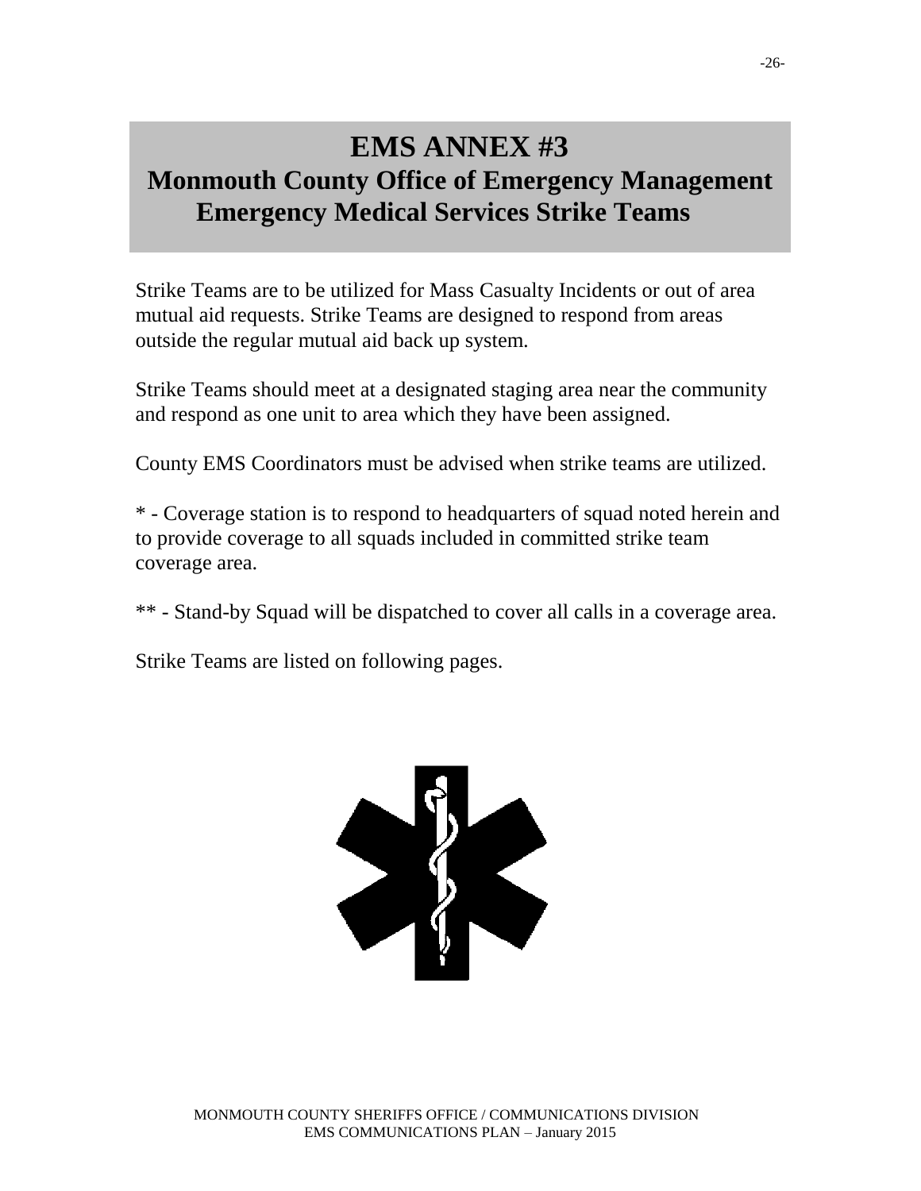# EMS ANNEX #3
## Monmouth County Office of Emergency Management
## Emergency Medical Services Strike Teams

Strike Teams are to be utilized for Mass Casualty Incidents or out of area mutual aid requests. Strike Teams are designed to respond from areas outside the regular mutual aid back up system.

Strike Teams should meet at a designated staging area near the community and respond as one unit to area which they have been assigned.

County EMS Coordinators must be advised when strike teams are utilized.

* - Coverage station is to respond to headquarters of squad noted herein and to provide coverage to all squads included in committed strike team coverage area.

** - Stand-by Squad will be dispatched to cover all calls in a coverage area.

Strike Teams are listed on following pages.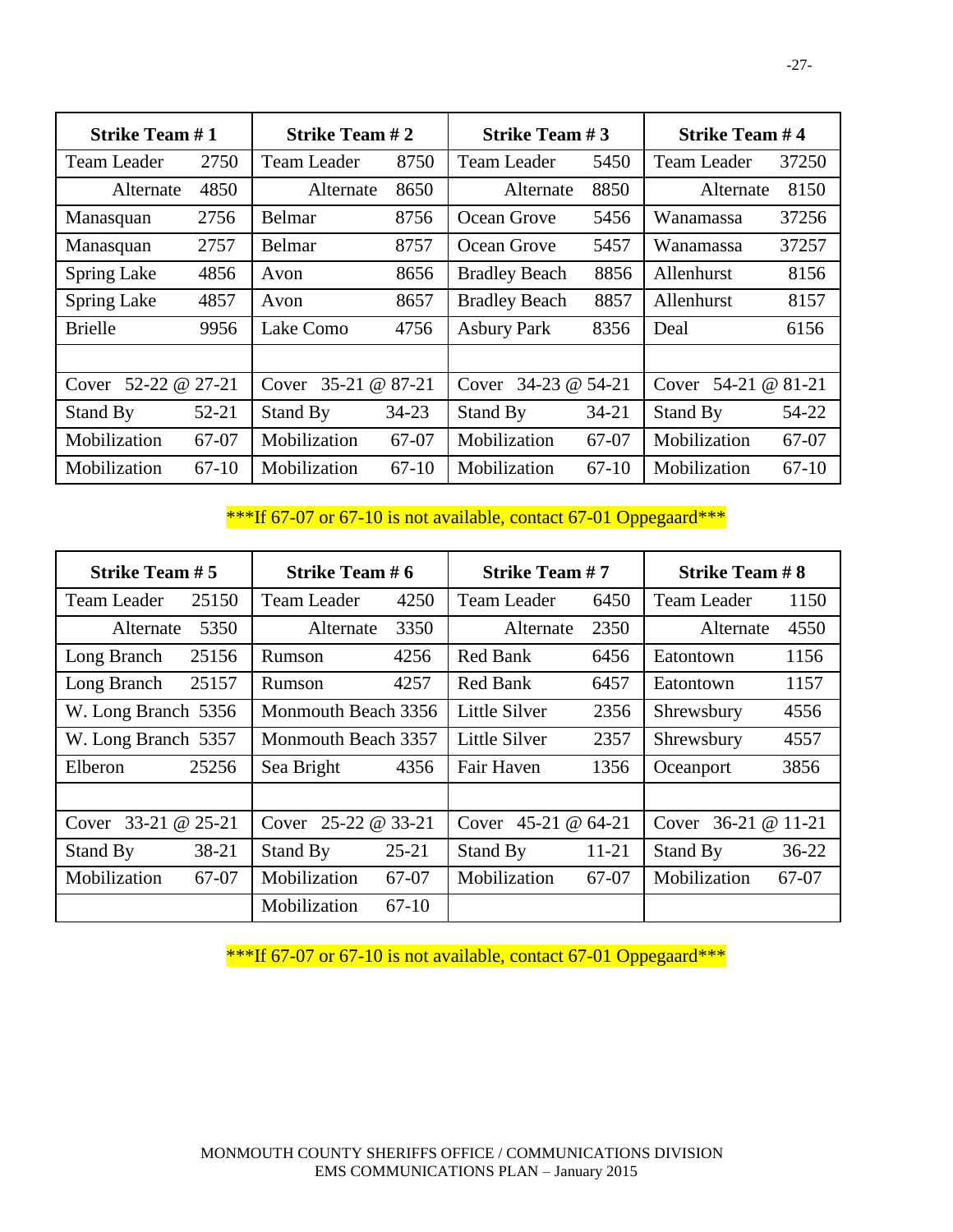| Strike Team # 1 | | Strike Team # 2 | | Strike Team # 3 | | Strike Team # 4 | |
|---|---|---|---|---|---|---|---|
| Team Leader | 2750 | Team Leader | 8750 | Team Leader | 5450 | Team Leader | 37250 |
| Alternate | 4850 | Alternate | 8650 | Alternate | 8850 | Alternate | 8150 |
| Manasquan | 2756 | Belmar | 8756 | Ocean Grove | 5456 | Wanamassa | 37256 |
| Manasquan | 2757 | Belmar | 8757 | Ocean Grove | 5457 | Wanamassa | 37257 |
| Spring Lake | 4856 | Avon | 8656 | Bradley Beach | 8856 | Allenhurst | 8156 |
| Spring Lake | 4857 | Avon | 8657 | Bradley Beach | 8857 | Allenhurst | 8157 |
| Brielle | 9956 | Lake Como | 4756 | Asbury Park | 8356 | Deal | 6156 |
| | | | | | | | |
| Cover | 52-22 @ 27-21 | Cover | 35-21 @ 87-21 | Cover | 34-23 @ 54-21 | Cover | 54-21 @ 81-21 |
| Stand By | 52-21 | Stand By | 34-23 | Stand By | 34-21 | Stand By | 54-22 |
| Mobilization | 67-07 | Mobilization | 67-07 | Mobilization | 67-07 | Mobilization | 67-07 |
| Mobilization | 67-10 | Mobilization | 67-10 | Mobilization | 67-10 | Mobilization | 67-10 |

***If 67-07 or 67-10 is not available, contact 67-01 Oppegaard***

| Strike Team # 5 | | Strike Team # 6 | | Strike Team # 7 | | Strike Team # 8 | |
|---|---|---|---|---|---|---|---|
| Team Leader | 25150 | Team Leader | 4250 | Team Leader | 6450 | Team Leader | 1150 |
| Alternate | 5350 | Alternate | 3350 | Alternate | 2350 | Alternate | 4550 |
| Long Branch | 25156 | Rumson | 4256 | Red Bank | 6456 | Eatontown | 1156 |
| Long Branch | 25157 | Rumson | 4257 | Red Bank | 6457 | Eatontown | 1157 |
| W. Long Branch | 5356 | Monmouth Beach | 3356 | Little Silver | 2356 | Shrewsbury | 4556 |
| W. Long Branch | 5357 | Monmouth Beach | 3357 | Little Silver | 2357 | Shrewsbury | 4557 |
| Elberon | 25256 | Sea Bright | 4356 | Fair Haven | 1356 | Oceanport | 3856 |
| | | | | | | | |
| Cover | 33-21 @ 25-21 | Cover | 25-22 @ 33-21 | Cover | 45-21 @ 64-21 | Cover | 36-21 @ 11-21 |
| Stand By | 38-21 | Stand By | 25-21 | Stand By | 11-21 | Stand By | 36-22 |
| Mobilization | 67-07 | Mobilization | 67-07 | Mobilization | 67-07 | Mobilization | 67-07 |
| | | Mobilization | 67-10 | | | | |

***If 67-07 or 67-10 is not available, contact 67-01 Oppegaard***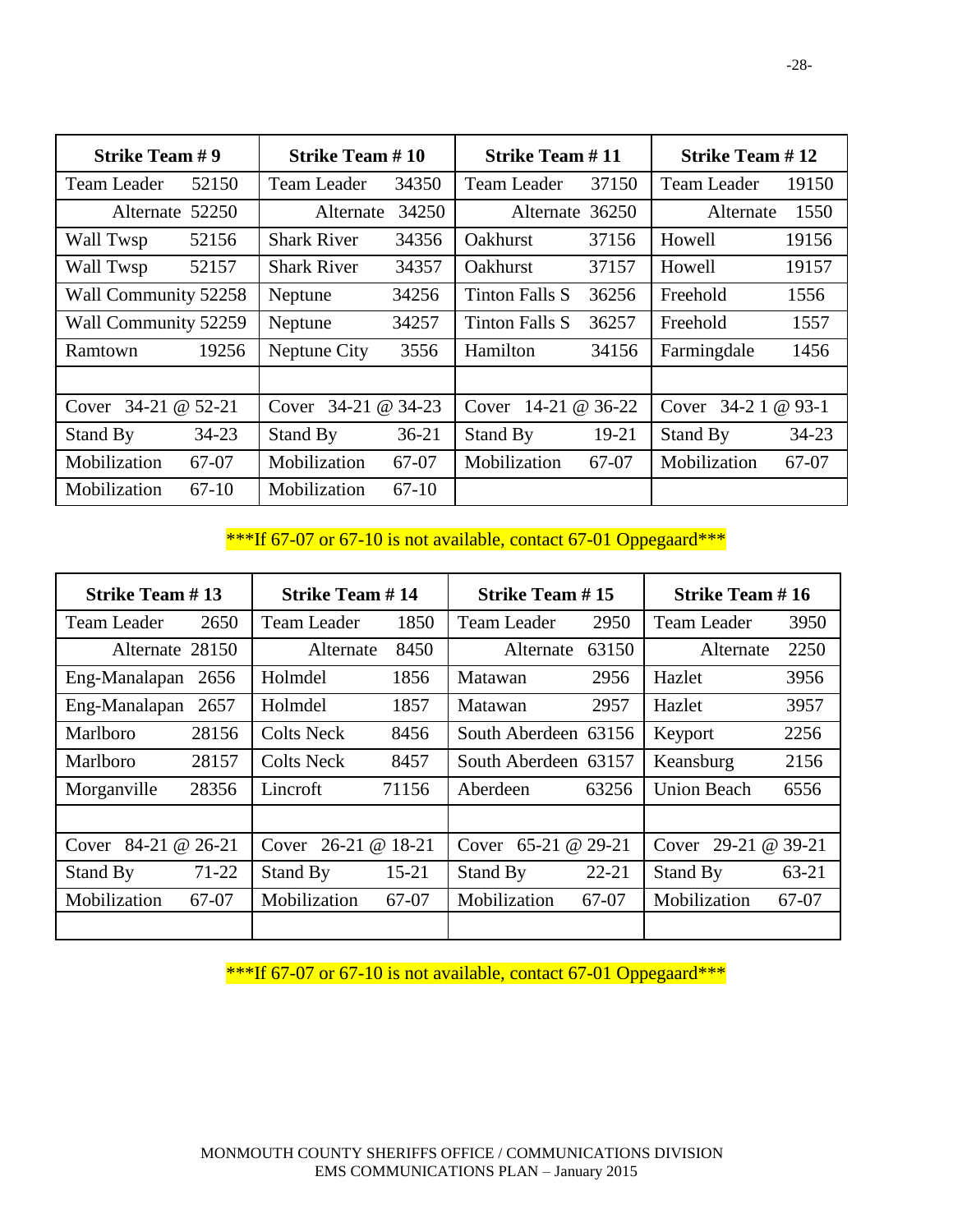| Strike Team # 9 | | Strike Team # 10 | | Strike Team # 11 | | Strike Team # 12 | |
|---|---|---|---|---|---|---|---|
| Team Leader | 52150 | Team Leader | 34350 | Team Leader | 37150 | Team Leader | 19150 |
| Alternate | 52250 | Alternate | 34250 | Alternate | 36250 | Alternate | 1550 |
| Wall Twsp | 52156 | Shark River | 34356 | Oakhurst | 37156 | Howell | 19156 |
| Wall Twsp | 52157 | Shark River | 34357 | Oakhurst | 37157 | Howell | 19157 |
| Wall Community | 52258 | Neptune | 34256 | Tinton Falls S | 36256 | Freehold | 1556 |
| Wall Community | 52259 | Neptune | 34257 | Tinton Falls S | 36257 | Freehold | 1557 |
| Ramtown | 19256 | Neptune City | 3556 | Hamilton | 34156 | Farmingdale | 1456 |
| | | | | | | | |
| Cover | 34-21 @ 52-21 | Cover | 34-21 @ 34-23 | Cover | 14-21 @ 36-22 | Cover | 34-2 1 @ 93-1 |
| Stand By | 34-23 | Stand By | 36-21 | Stand By | 19-21 | Stand By | 34-23 |
| Mobilization | 67-07 | Mobilization | 67-07 | Mobilization | 67-07 | Mobilization | 67-07 |
| Mobilization | 67-10 | Mobilization | 67-10 | | | | |

***If 67-07 or 67-10 is not available, contact 67-01 Oppegaard***

| Strike Team # 13 | | Strike Team # 14 | | Strike Team # 15 | | Strike Team # 16 | |
|---|---|---|---|---|---|---|---|
| Team Leader | 2650 | Team Leader | 1850 | Team Leader | 2950 | Team Leader | 3950 |
| Alternate | 28150 | Alternate | 8450 | Alternate | 63150 | Alternate | 2250 |
| Eng-Manalapan | 2656 | Holmdel | 1856 | Matawan | 2956 | Hazlet | 3956 |
| Eng-Manalapan | 2657 | Holmdel | 1857 | Matawan | 2957 | Hazlet | 3957 |
| Marlboro | 28156 | Colts Neck | 8456 | South Aberdeen | 63156 | Keyport | 2256 |
| Marlboro | 28157 | Colts Neck | 8457 | South Aberdeen | 63157 | Keansburg | 2156 |
| Morganville | 28356 | Lincroft | 71156 | Aberdeen | 63256 | Union Beach | 6556 |
| | | | | | | | |
| Cover | 84-21 @ 26-21 | Cover | 26-21 @ 18-21 | Cover | 65-21 @ 29-21 | Cover | 29-21 @ 39-21 |
| Stand By | 71-22 | Stand By | 15-21 | Stand By | 22-21 | Stand By | 63-21 |
| Mobilization | 67-07 | Mobilization | 67-07 | Mobilization | 67-07 | Mobilization | 67-07 |
| | | | | | | | |

***If 67-07 or 67-10 is not available, contact 67-01 Oppegaard***

MONMOUTH COUNTY SHERIFFS OFFICE / COMMUNICATIONS DIVISION
EMS COMMUNICATIONS PLAN – January 2015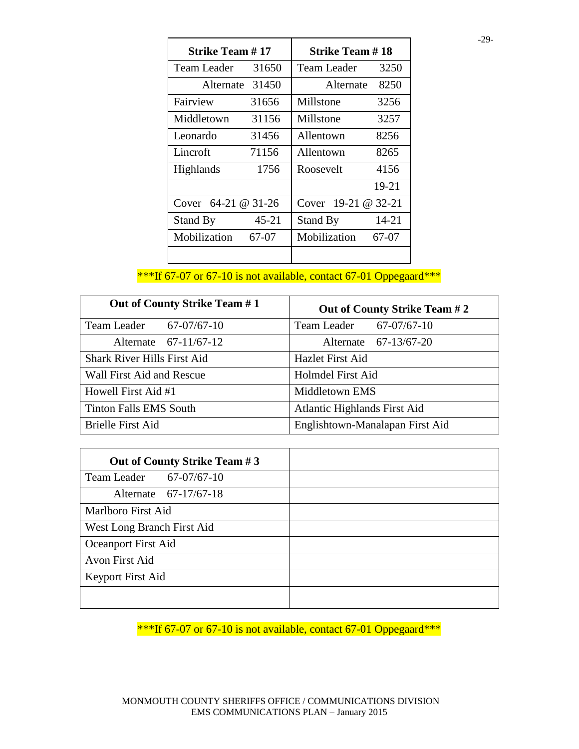| Strike Team # 17 | | Strike Team # 18 | |
|---|---|---|---|
| Team Leader | 31650 | Team Leader | 3250 |
| Alternate | 31450 | Alternate | 8250 |
| Fairview | 31656 | Millstone | 3256 |
| Middletown | 31156 | Millstone | 3257 |
| Leonardo | 31456 | Allentown | 8256 |
| Lincroft | 71156 | Allentown | 8265 |
| Highlands | 1756 | Roosevelt | 4156 |
| | | | 19-21 |
| Cover | 64-21 @ 31-26 | Cover | 19-21 @ 32-21 |
| Stand By | 45-21 | Stand By | 14-21 |
| Mobilization | 67-07 | Mobilization | 67-07 |
| | | | |

***If 67-07 or 67-10 is not available, contact 67-01 Oppegaard***

| Out of County Strike Team # 1 | Out of County Strike Team # 2 |
|---|---|
| Team Leader 67-07/67-10 | Team Leader 67-07/67-10 |
| Alternate 67-11/67-12 | Alternate 67-13/67-20 |
| Shark River Hills First Aid | Hazlet First Aid |
| Wall First Aid and Rescue | Holmdel First Aid |
| Howell First Aid #1 | Middletown EMS |
| Tinton Falls EMS South | Atlantic Highlands First Aid |
| Brielle First Aid | Englishtown-Manalapan First Aid |

| Out of County Strike Team # 3 | |
|---|---|
| Team Leader 67-07/67-10 | |
| Alternate 67-17/67-18 | |
| Marlboro First Aid | |
| West Long Branch First Aid | |
| Oceanport First Aid | |
| Avon First Aid | |
| Keyport First Aid | |
| | |

***If 67-07 or 67-10 is not available, contact 67-01 Oppegaard***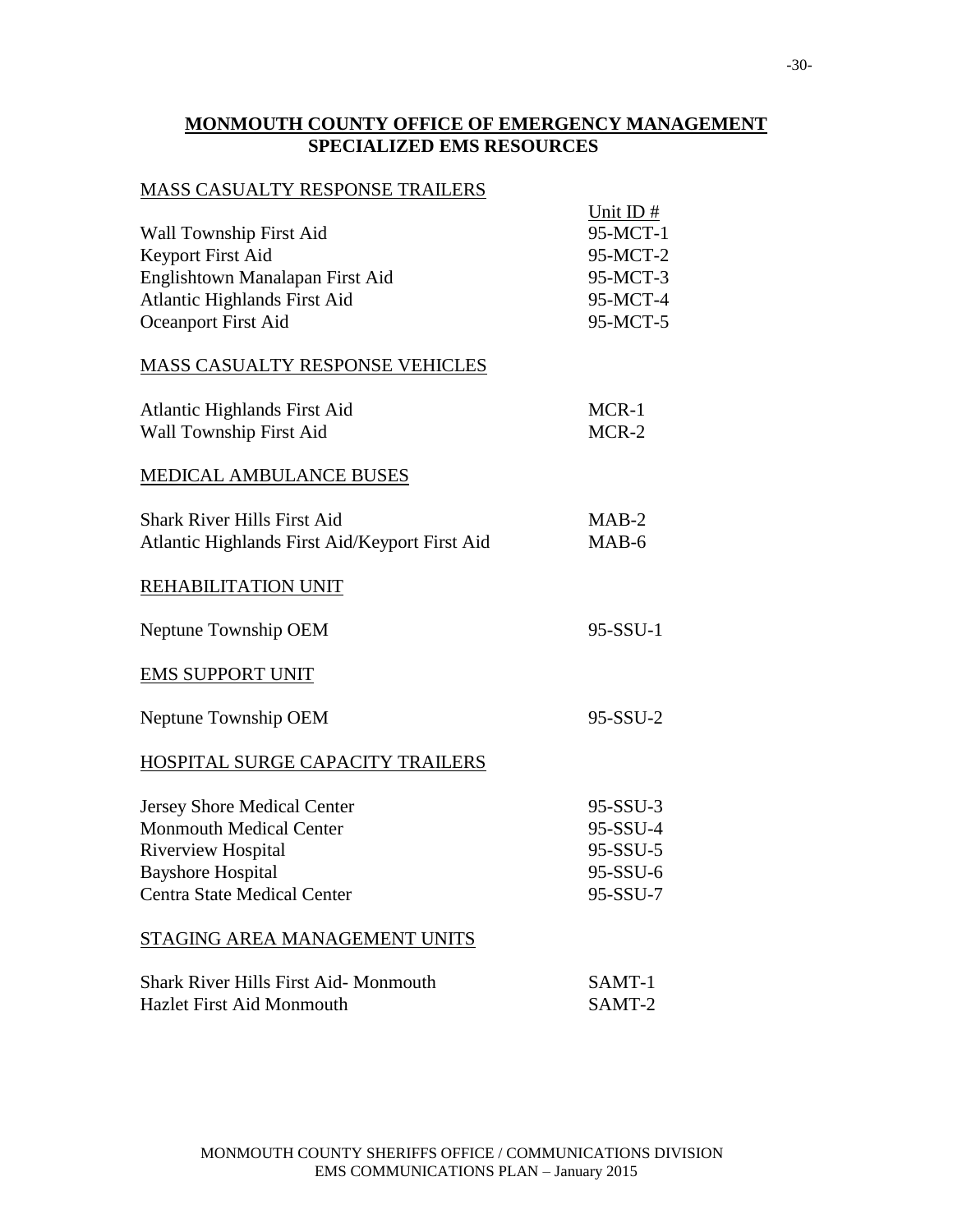## MONMOUTH COUNTY OFFICE OF EMERGENCY MANAGEMENT
## SPECIALIZED EMS RESOURCES

### MASS CASUALTY RESPONSE TRAILERS

| | Unit ID # |
|---|---|
| Wall Township First Aid | 95-MCT-1 |
| Keyport First Aid | 95-MCT-2 |
| Englishtown Manalapan First Aid | 95-MCT-3 |
| Atlantic Highlands First Aid | 95-MCT-4 |
| Oceanport First Aid | 95-MCT-5 |

### MASS CASUALTY RESPONSE VEHICLES

| | |
|---|---|
| Atlantic Highlands First Aid | MCR-1 |
| Wall Township First Aid | MCR-2 |

### MEDICAL AMBULANCE BUSES

| | |
|---|---|
| Shark River Hills First Aid | MAB-2 |
| Atlantic Highlands First Aid/Keyport First Aid | MAB-6 |

### REHABILITATION UNIT

| | |
|---|---|
| Neptune Township OEM | 95-SSU-1 |

### EMS SUPPORT UNIT

| | |
|---|---|
| Neptune Township OEM | 95-SSU-2 |

### HOSPITAL SURGE CAPACITY TRAILERS

| | |
|---|---|
| Jersey Shore Medical Center | 95-SSU-3 |
| Monmouth Medical Center | 95-SSU-4 |
| Riverview Hospital | 95-SSU-5 |
| Bayshore Hospital | 95-SSU-6 |
| Centra State Medical Center | 95-SSU-7 |

### STAGING AREA MANAGEMENT UNITS

| | |
|---|---|
| Shark River Hills First Aid- Monmouth | SAMT-1 |
| Hazlet First Aid Monmouth | SAMT-2 |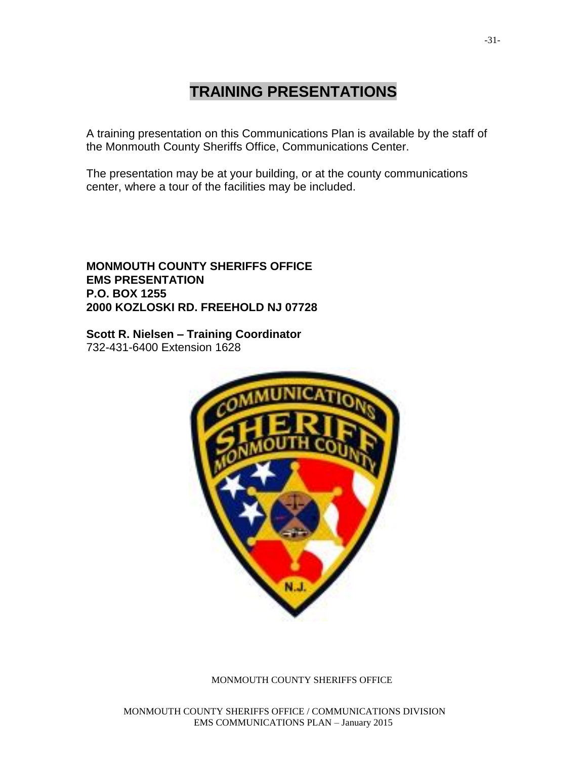# TRAINING PRESENTATIONS

A training presentation on this Communications Plan is available by the staff of the Monmouth County Sheriffs Office, Communications Center.

The presentation may be at your building, or at the county communications center, where a tour of the facilities may be included.

**MONMOUTH COUNTY SHERIFFS OFFICE**
**EMS PRESENTATION**
**P.O. BOX 1255**
**2000 KOZLOSKI RD. FREEHOLD NJ 07728**

**Scott R. Nielsen – Training Coordinator**
732-431-6400 Extension 1628

MONMOUTH COUNTY SHERIFFS OFFICE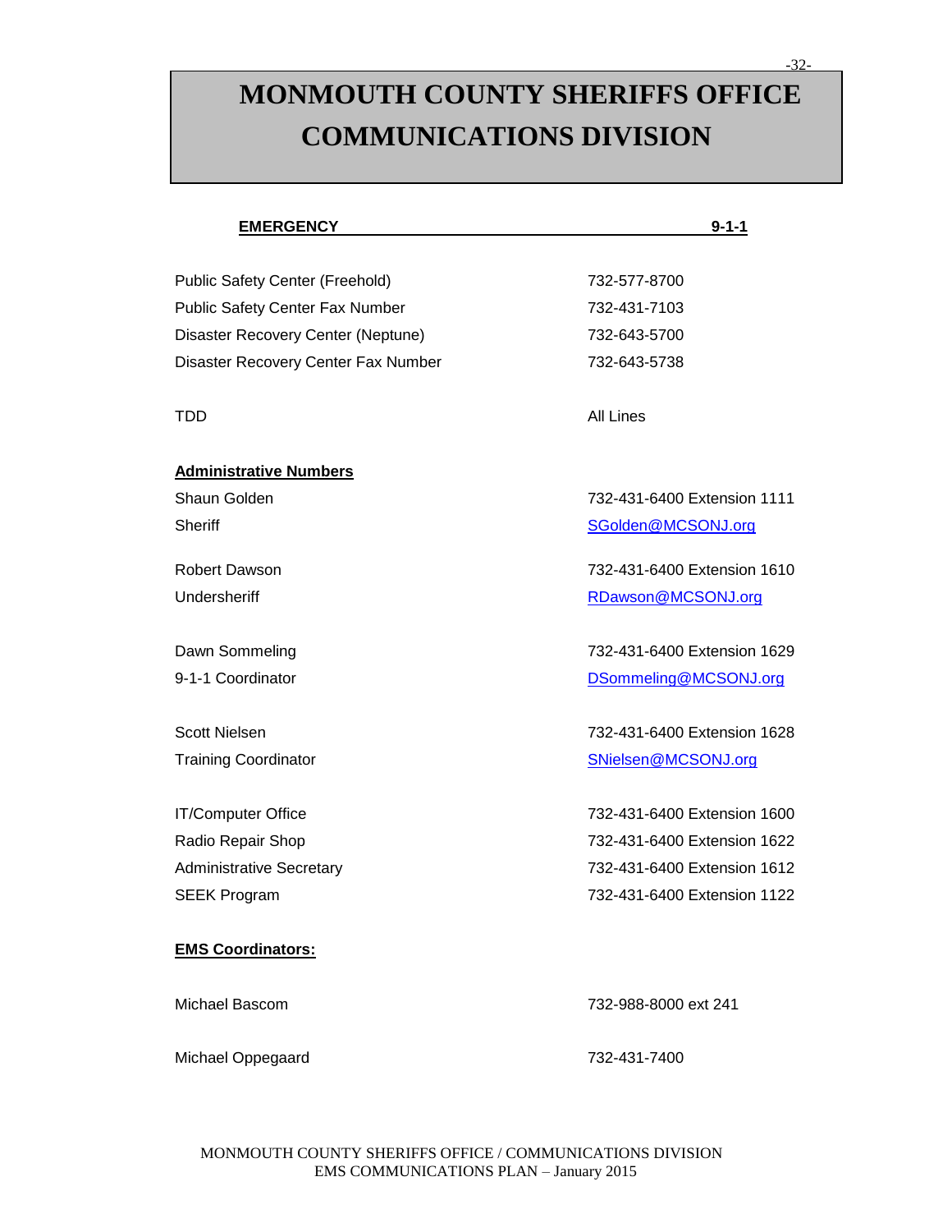# MONMOUTH COUNTY SHERIFFS OFFICE COMMUNICATIONS DIVISION

| | |
|---|---|
| **EMERGENCY** | **9-1-1** |
| Public Safety Center (Freehold) | 732-577-8700 |
| Public Safety Center Fax Number | 732-431-7103 |
| Disaster Recovery Center (Neptune) | 732-643-5700 |
| Disaster Recovery Center Fax Number | 732-643-5738 |
| TDD | All Lines |

**Administrative Numbers**

| | |
|---|---|
| Shaun Golden<br>Sheriff | 732-431-6400 Extension 1111<br>SGolden@MCSONJ.org |
| Robert Dawson<br>Undersheriff | 732-431-6400 Extension 1610<br>RDawson@MCSONJ.org |
| Dawn Sommeling<br>9-1-1 Coordinator | 732-431-6400 Extension 1629<br>DSommeling@MCSONJ.org |
| Scott Nielsen<br>Training Coordinator | 732-431-6400 Extension 1628<br>SNielsen@MCSONJ.org |
| IT/Computer Office | 732-431-6400 Extension 1600 |
| Radio Repair Shop | 732-431-6400 Extension 1622 |
| Administrative Secretary | 732-431-6400 Extension 1612 |
| SEEK Program | 732-431-6400 Extension 1122 |

**EMS Coordinators:**

| | |
|---|---|
| Michael Bascom | 732-988-8000 ext 241 |
| Michael Oppegaard | 732-431-7400 |